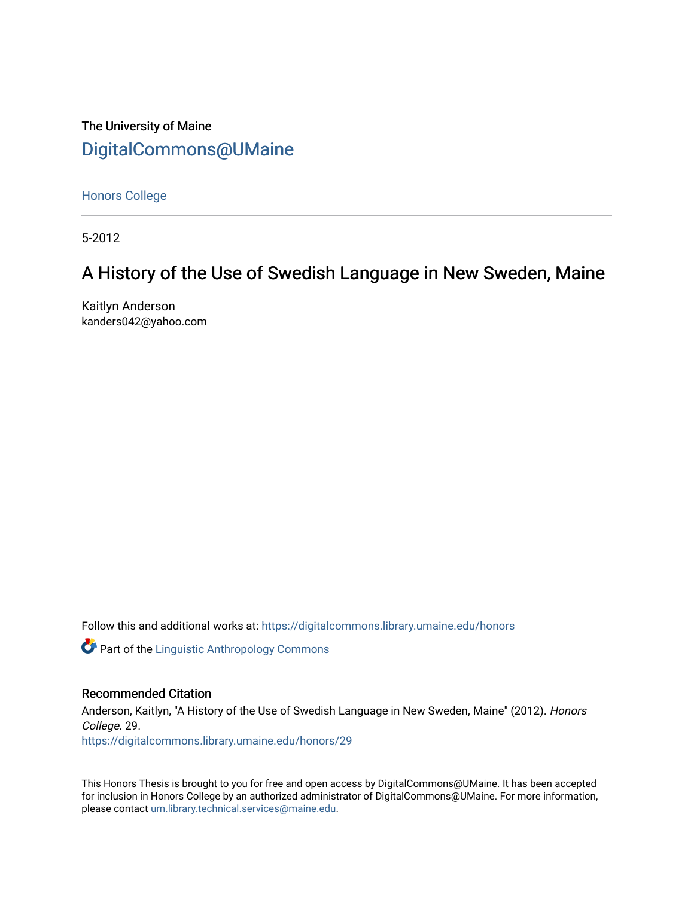The University of Maine

DigitalCommons@UMaine

Honors College

5-2012

# A History of the Use of Swedish Language in New Sweden, Maine

Kaitlyn Anderson
kanders042@yahoo.com

Follow this and additional works at: https://digitalcommons.library.umaine.edu/honors

Part of the Linguistic Anthropology Commons

## Recommended Citation

Anderson, Kaitlyn, "A History of the Use of Swedish Language in New Sweden, Maine" (2012). *Honors College*. 29.
https://digitalcommons.library.umaine.edu/honors/29

This Honors Thesis is brought to you for free and open access by DigitalCommons@UMaine. It has been accepted for inclusion in Honors College by an authorized administrator of DigitalCommons@UMaine. For more information, please contact um.library.technical.services@maine.edu.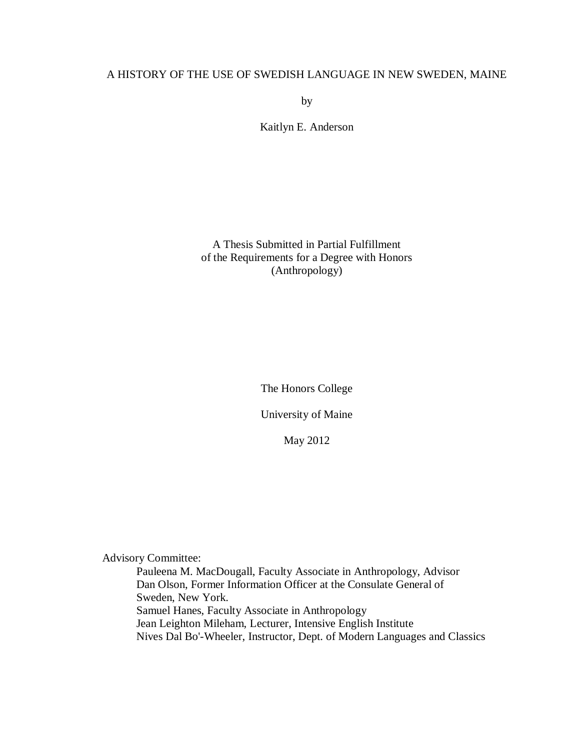# A HISTORY OF THE USE OF SWEDISH LANGUAGE IN NEW SWEDEN, MAINE

by

Kaitlyn E. Anderson

A Thesis Submitted in Partial Fulfillment
of the Requirements for a Degree with Honors
(Anthropology)

The Honors College

University of Maine

May 2012

Advisory Committee:

Pauleena M. MacDougall, Faculty Associate in Anthropology, Advisor
Dan Olson, Former Information Officer at the Consulate General of Sweden, New York.
Samuel Hanes, Faculty Associate in Anthropology
Jean Leighton Mileham, Lecturer, Intensive English Institute
Nives Dal Bo'-Wheeler, Instructor, Dept. of Modern Languages and Classics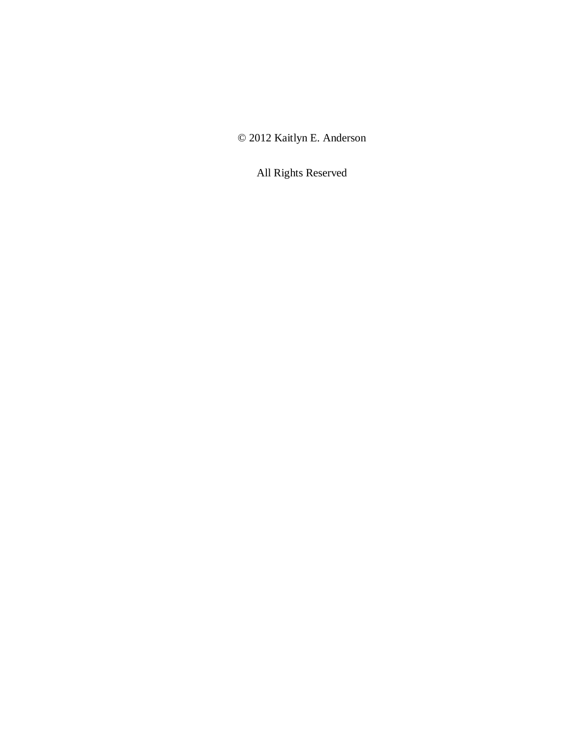© 2012 Kaitlyn E. Anderson

All Rights Reserved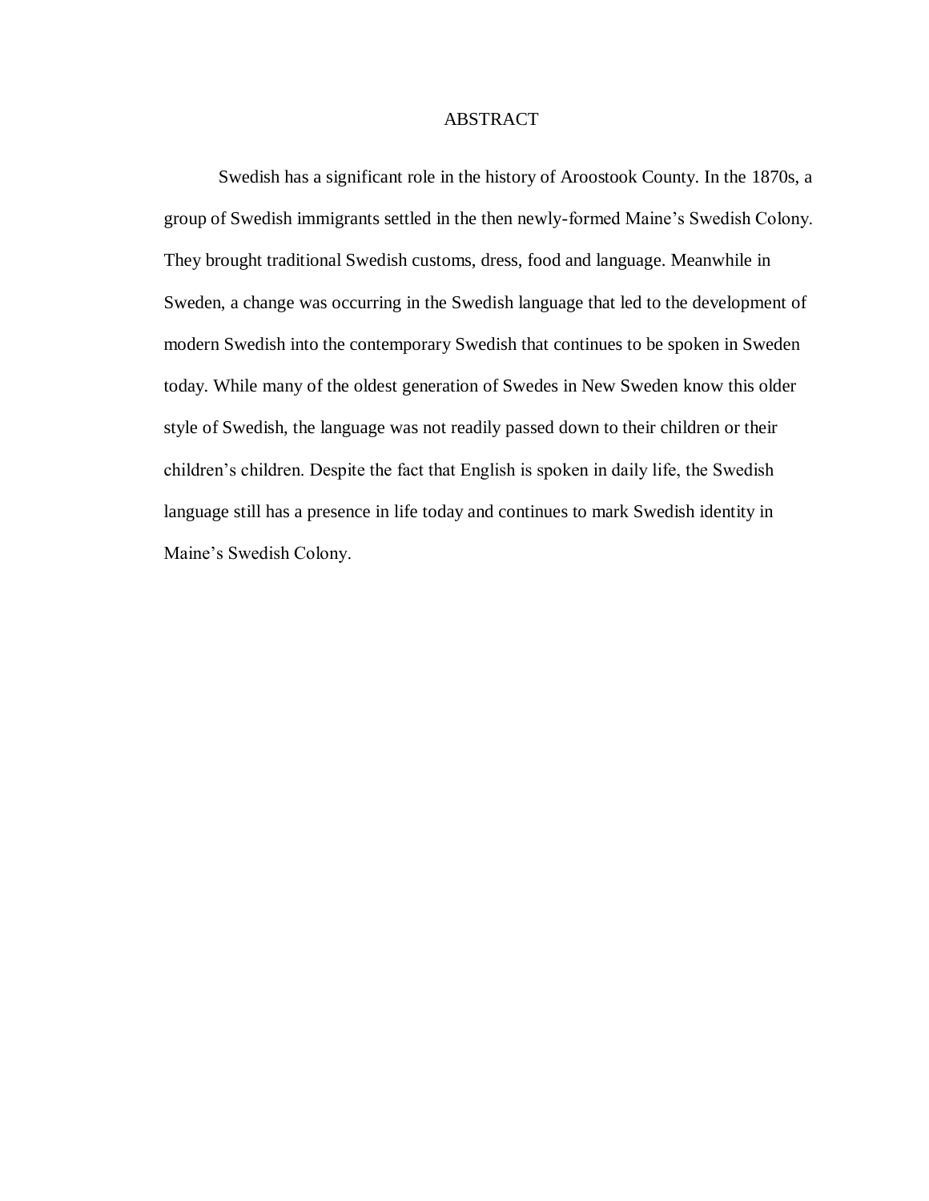# ABSTRACT

Swedish has a significant role in the history of Aroostook County. In the 1870s, a group of Swedish immigrants settled in the then newly-formed Maine's Swedish Colony. They brought traditional Swedish customs, dress, food and language. Meanwhile in Sweden, a change was occurring in the Swedish language that led to the development of modern Swedish into the contemporary Swedish that continues to be spoken in Sweden today. While many of the oldest generation of Swedes in New Sweden know this older style of Swedish, the language was not readily passed down to their children or their children's children. Despite the fact that English is spoken in daily life, the Swedish language still has a presence in life today and continues to mark Swedish identity in Maine's Swedish Colony.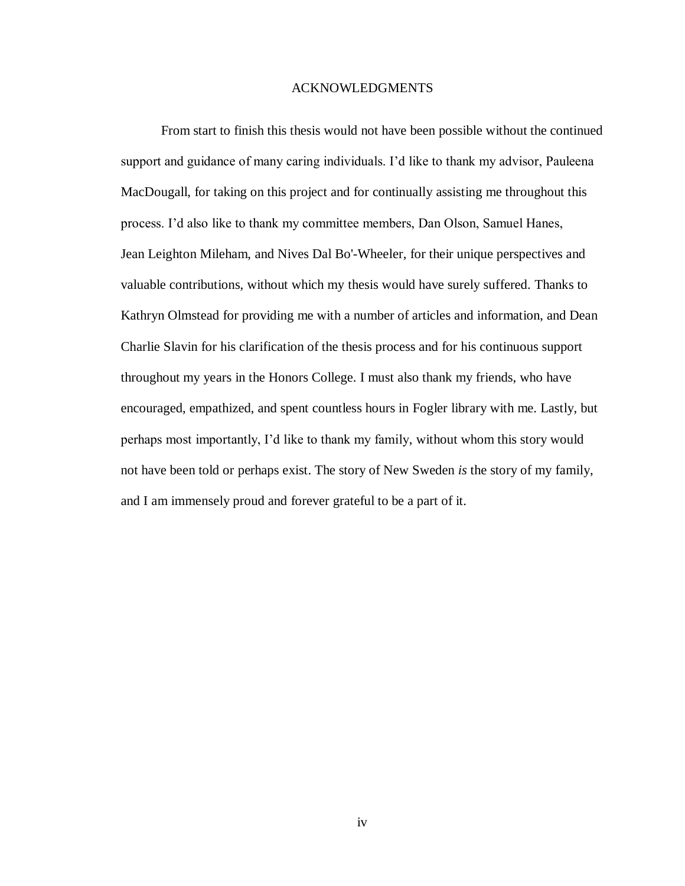# ACKNOWLEDGMENTS

From start to finish this thesis would not have been possible without the continued support and guidance of many caring individuals. I'd like to thank my advisor, Pauleena MacDougall, for taking on this project and for continually assisting me throughout this process. I'd also like to thank my committee members, Dan Olson, Samuel Hanes, Jean Leighton Mileham, and Nives Dal Bo'-Wheeler, for their unique perspectives and valuable contributions, without which my thesis would have surely suffered. Thanks to Kathryn Olmstead for providing me with a number of articles and information, and Dean Charlie Slavin for his clarification of the thesis process and for his continuous support throughout my years in the Honors College. I must also thank my friends, who have encouraged, empathized, and spent countless hours in Fogler library with me. Lastly, but perhaps most importantly, I'd like to thank my family, without whom this story would not have been told or perhaps exist. The story of New Sweden *is* the story of my family, and I am immensely proud and forever grateful to be a part of it.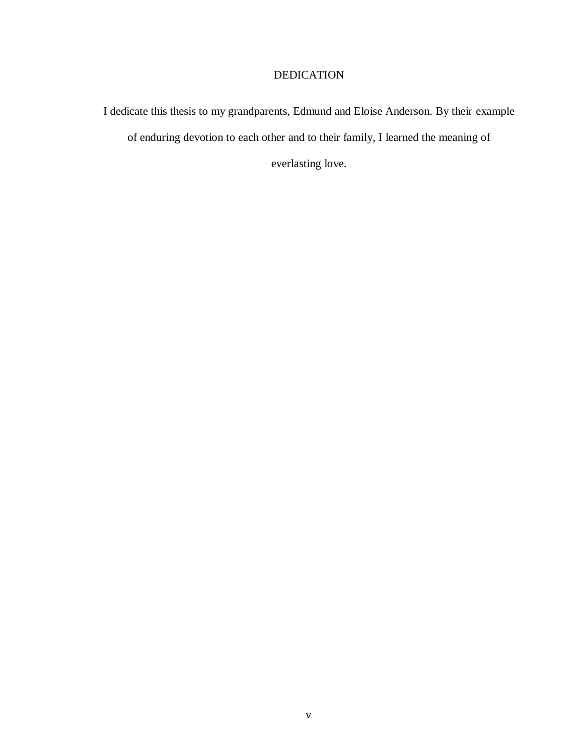# DEDICATION

I dedicate this thesis to my grandparents, Edmund and Eloise Anderson. By their example of enduring devotion to each other and to their family, I learned the meaning of everlasting love.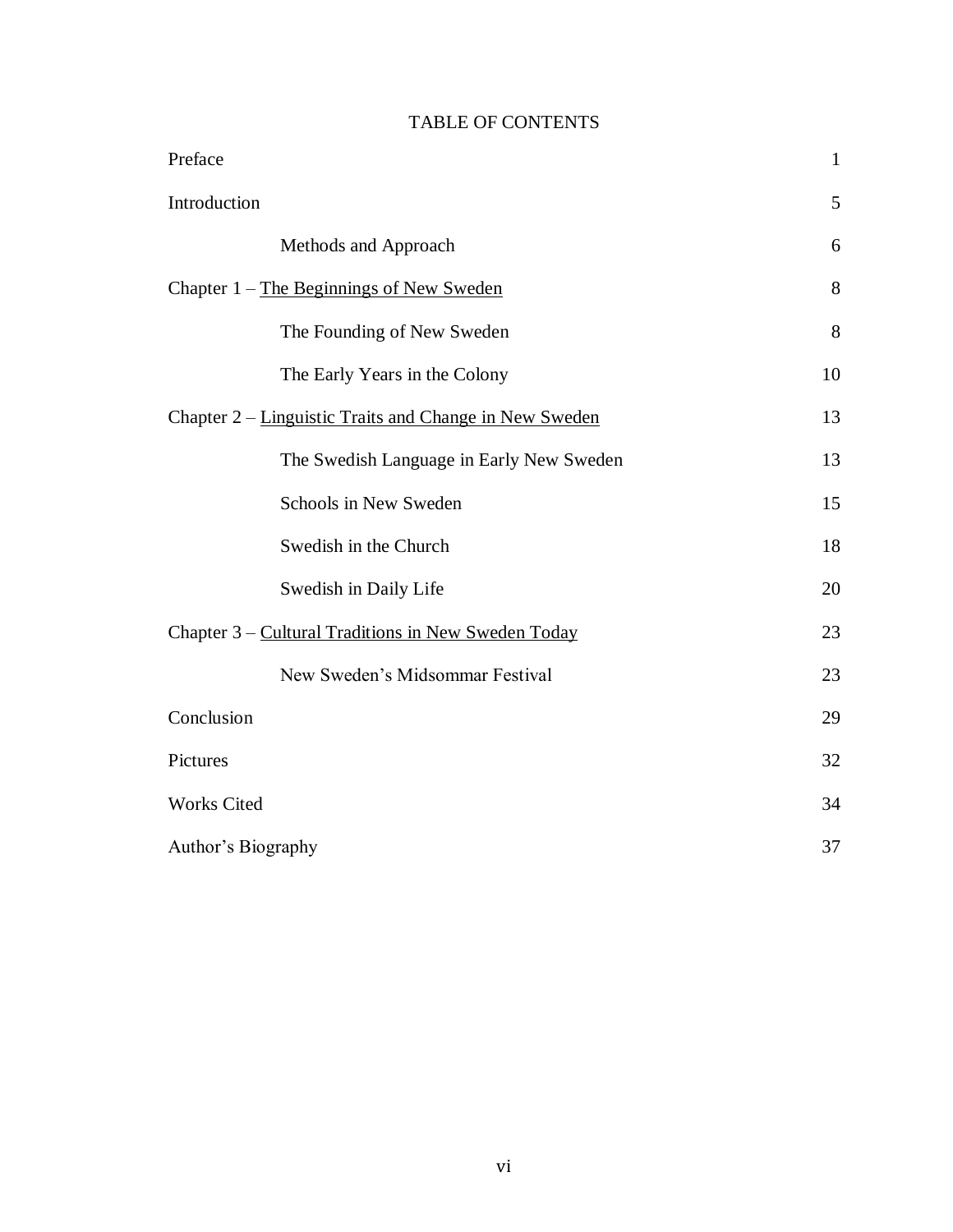# TABLE OF CONTENTS

| | |
|---|---|
| Preface | 1 |
| Introduction | 5 |
| &nbsp;&nbsp;&nbsp;&nbsp;Methods and Approach | 6 |
| Chapter 1 – <u>The Beginnings of New Sweden</u> | 8 |
| &nbsp;&nbsp;&nbsp;&nbsp;The Founding of New Sweden | 8 |
| &nbsp;&nbsp;&nbsp;&nbsp;The Early Years in the Colony | 10 |
| Chapter 2 – <u>Linguistic Traits and Change in New Sweden</u> | 13 |
| &nbsp;&nbsp;&nbsp;&nbsp;The Swedish Language in Early New Sweden | 13 |
| &nbsp;&nbsp;&nbsp;&nbsp;Schools in New Sweden | 15 |
| &nbsp;&nbsp;&nbsp;&nbsp;Swedish in the Church | 18 |
| &nbsp;&nbsp;&nbsp;&nbsp;Swedish in Daily Life | 20 |
| Chapter 3 – <u>Cultural Traditions in New Sweden Today</u> | 23 |
| &nbsp;&nbsp;&nbsp;&nbsp;New Sweden's Midsommar Festival | 23 |
| Conclusion | 29 |
| Pictures | 32 |
| Works Cited | 34 |
| Author's Biography | 37 |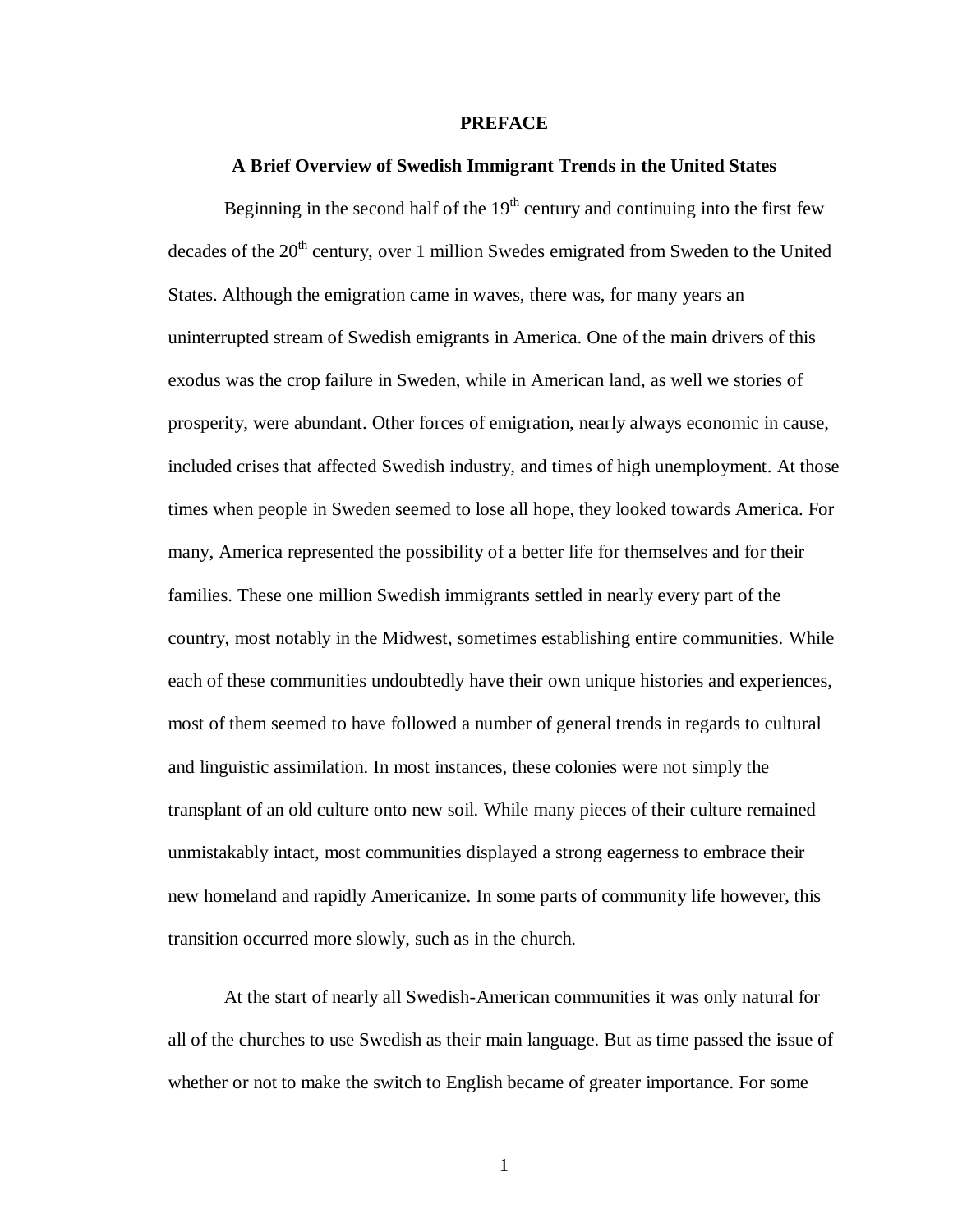# PREFACE

## A Brief Overview of Swedish Immigrant Trends in the United States

Beginning in the second half of the 19th century and continuing into the first few decades of the 20th century, over 1 million Swedes emigrated from Sweden to the United States. Although the emigration came in waves, there was, for many years an uninterrupted stream of Swedish emigrants in America. One of the main drivers of this exodus was the crop failure in Sweden, while in American land, as well we stories of prosperity, were abundant. Other forces of emigration, nearly always economic in cause, included crises that affected Swedish industry, and times of high unemployment. At those times when people in Sweden seemed to lose all hope, they looked towards America. For many, America represented the possibility of a better life for themselves and for their families. These one million Swedish immigrants settled in nearly every part of the country, most notably in the Midwest, sometimes establishing entire communities. While each of these communities undoubtedly have their own unique histories and experiences, most of them seemed to have followed a number of general trends in regards to cultural and linguistic assimilation. In most instances, these colonies were not simply the transplant of an old culture onto new soil. While many pieces of their culture remained unmistakably intact, most communities displayed a strong eagerness to embrace their new homeland and rapidly Americanize. In some parts of community life however, this transition occurred more slowly, such as in the church.

At the start of nearly all Swedish-American communities it was only natural for all of the churches to use Swedish as their main language. But as time passed the issue of whether or not to make the switch to English became of greater importance. For some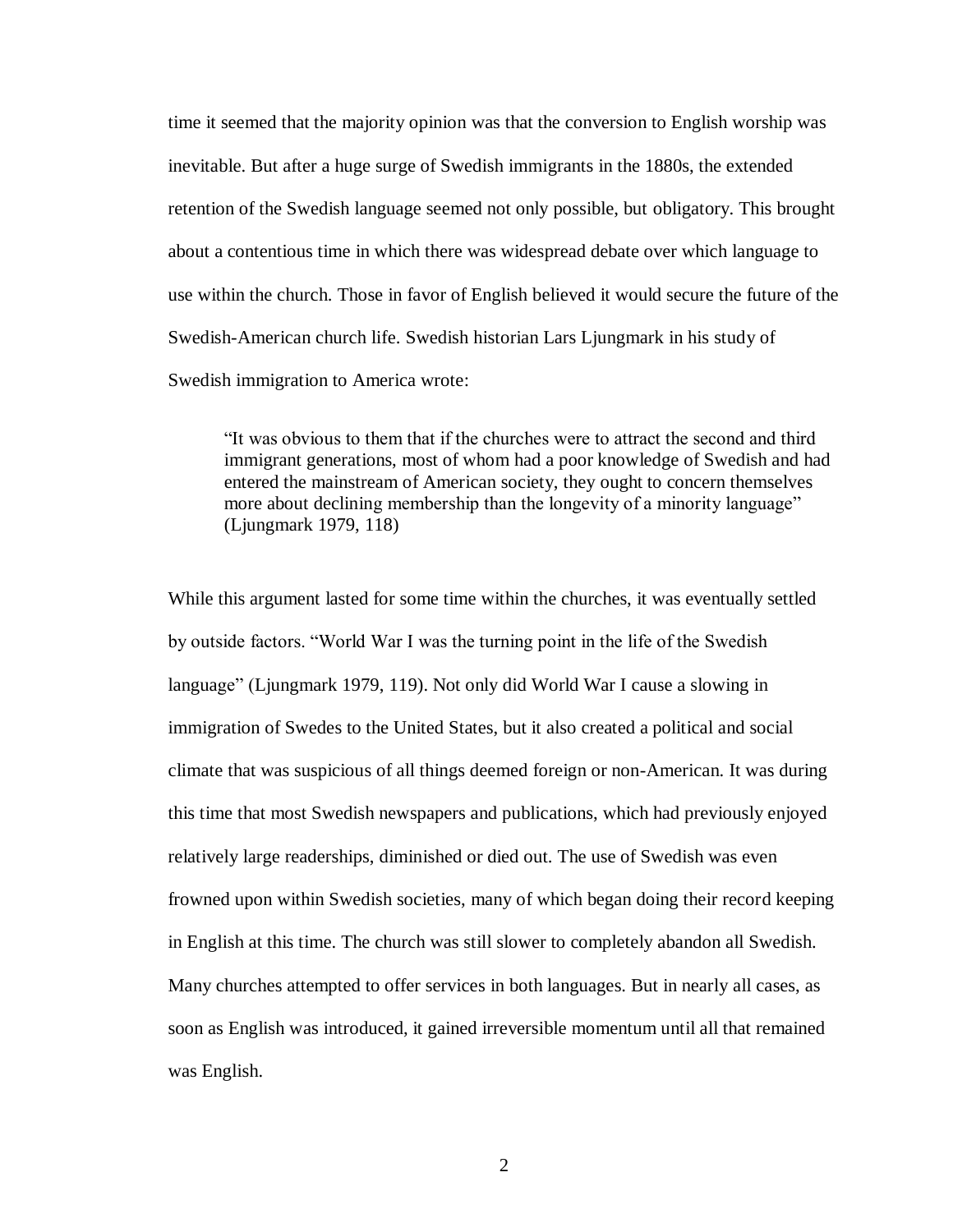time it seemed that the majority opinion was that the conversion to English worship was inevitable. But after a huge surge of Swedish immigrants in the 1880s, the extended retention of the Swedish language seemed not only possible, but obligatory. This brought about a contentious time in which there was widespread debate over which language to use within the church. Those in favor of English believed it would secure the future of the Swedish-American church life. Swedish historian Lars Ljungmark in his study of Swedish immigration to America wrote:

> "It was obvious to them that if the churches were to attract the second and third immigrant generations, most of whom had a poor knowledge of Swedish and had entered the mainstream of American society, they ought to concern themselves more about declining membership than the longevity of a minority language" (Ljungmark 1979, 118)

While this argument lasted for some time within the churches, it was eventually settled by outside factors. "World War I was the turning point in the life of the Swedish language" (Ljungmark 1979, 119). Not only did World War I cause a slowing in immigration of Swedes to the United States, but it also created a political and social climate that was suspicious of all things deemed foreign or non-American. It was during this time that most Swedish newspapers and publications, which had previously enjoyed relatively large readerships, diminished or died out. The use of Swedish was even frowned upon within Swedish societies, many of which began doing their record keeping in English at this time. The church was still slower to completely abandon all Swedish. Many churches attempted to offer services in both languages. But in nearly all cases, as soon as English was introduced, it gained irreversible momentum until all that remained was English.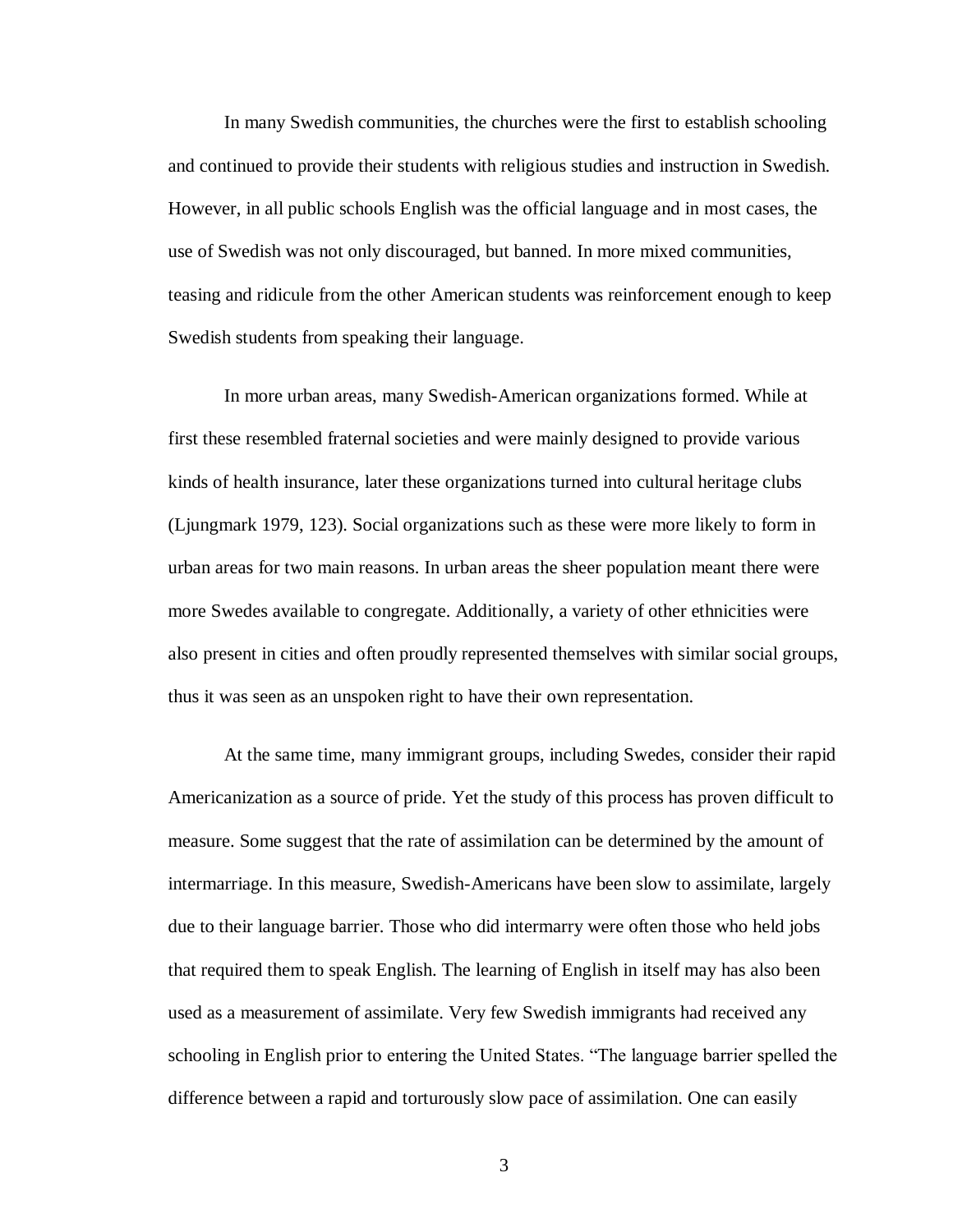In many Swedish communities, the churches were the first to establish schooling and continued to provide their students with religious studies and instruction in Swedish. However, in all public schools English was the official language and in most cases, the use of Swedish was not only discouraged, but banned. In more mixed communities, teasing and ridicule from the other American students was reinforcement enough to keep Swedish students from speaking their language.

In more urban areas, many Swedish-American organizations formed. While at first these resembled fraternal societies and were mainly designed to provide various kinds of health insurance, later these organizations turned into cultural heritage clubs (Ljungmark 1979, 123). Social organizations such as these were more likely to form in urban areas for two main reasons. In urban areas the sheer population meant there were more Swedes available to congregate. Additionally, a variety of other ethnicities were also present in cities and often proudly represented themselves with similar social groups, thus it was seen as an unspoken right to have their own representation.

At the same time, many immigrant groups, including Swedes, consider their rapid Americanization as a source of pride. Yet the study of this process has proven difficult to measure. Some suggest that the rate of assimilation can be determined by the amount of intermarriage. In this measure, Swedish-Americans have been slow to assimilate, largely due to their language barrier. Those who did intermarry were often those who held jobs that required them to speak English. The learning of English in itself may has also been used as a measurement of assimilate. Very few Swedish immigrants had received any schooling in English prior to entering the United States. "The language barrier spelled the difference between a rapid and torturously slow pace of assimilation. One can easily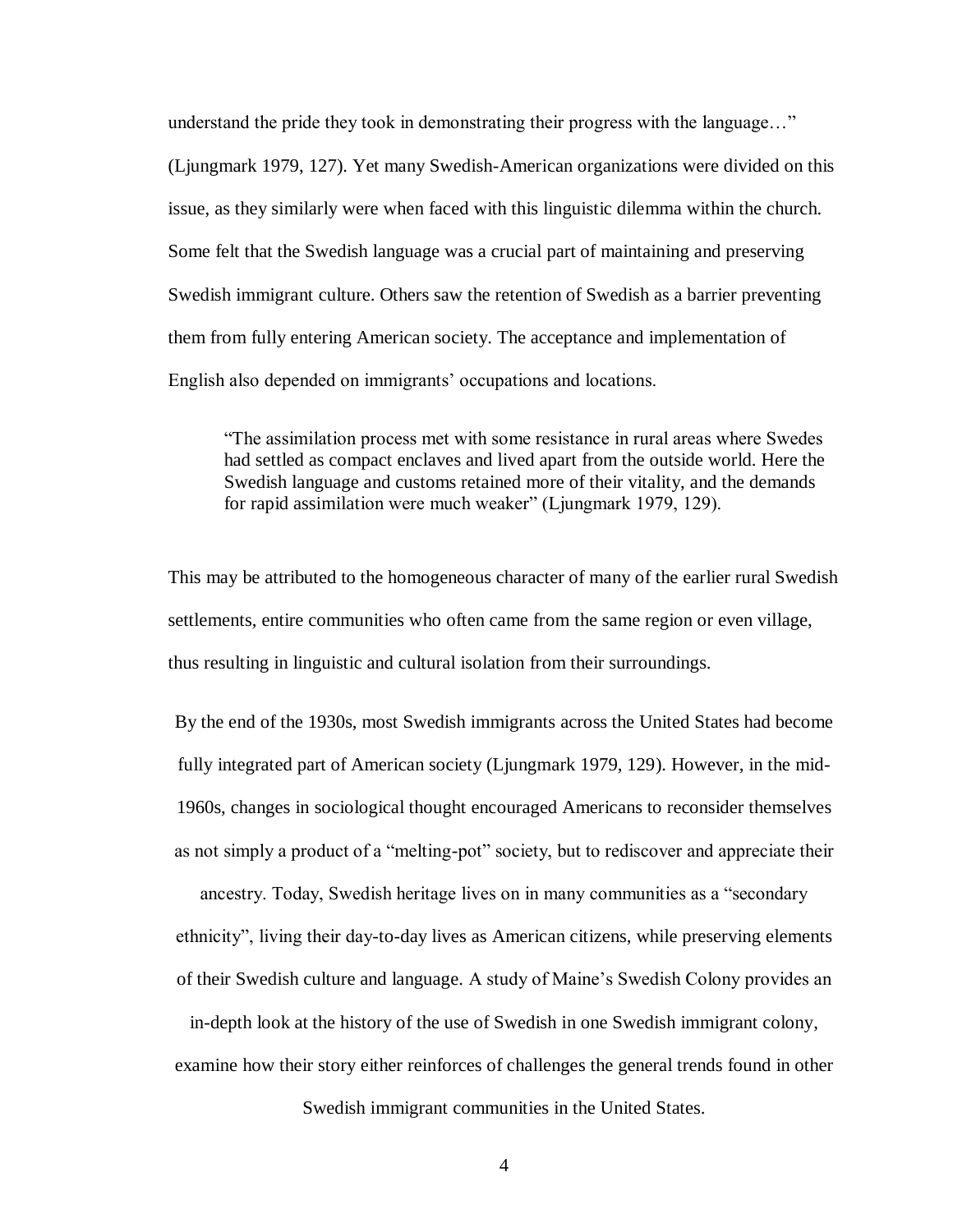understand the pride they took in demonstrating their progress with the language…" (Ljungmark 1979, 127). Yet many Swedish-American organizations were divided on this issue, as they similarly were when faced with this linguistic dilemma within the church. Some felt that the Swedish language was a crucial part of maintaining and preserving Swedish immigrant culture. Others saw the retention of Swedish as a barrier preventing them from fully entering American society. The acceptance and implementation of English also depended on immigrants' occupations and locations.

> "The assimilation process met with some resistance in rural areas where Swedes had settled as compact enclaves and lived apart from the outside world. Here the Swedish language and customs retained more of their vitality, and the demands for rapid assimilation were much weaker" (Ljungmark 1979, 129).

This may be attributed to the homogeneous character of many of the earlier rural Swedish settlements, entire communities who often came from the same region or even village, thus resulting in linguistic and cultural isolation from their surroundings.

By the end of the 1930s, most Swedish immigrants across the United States had become fully integrated part of American society (Ljungmark 1979, 129). However, in the mid-1960s, changes in sociological thought encouraged Americans to reconsider themselves as not simply a product of a "melting-pot" society, but to rediscover and appreciate their ancestry. Today, Swedish heritage lives on in many communities as a "secondary ethnicity", living their day-to-day lives as American citizens, while preserving elements of their Swedish culture and language. A study of Maine's Swedish Colony provides an in-depth look at the history of the use of Swedish in one Swedish immigrant colony, examine how their story either reinforces of challenges the general trends found in other Swedish immigrant communities in the United States.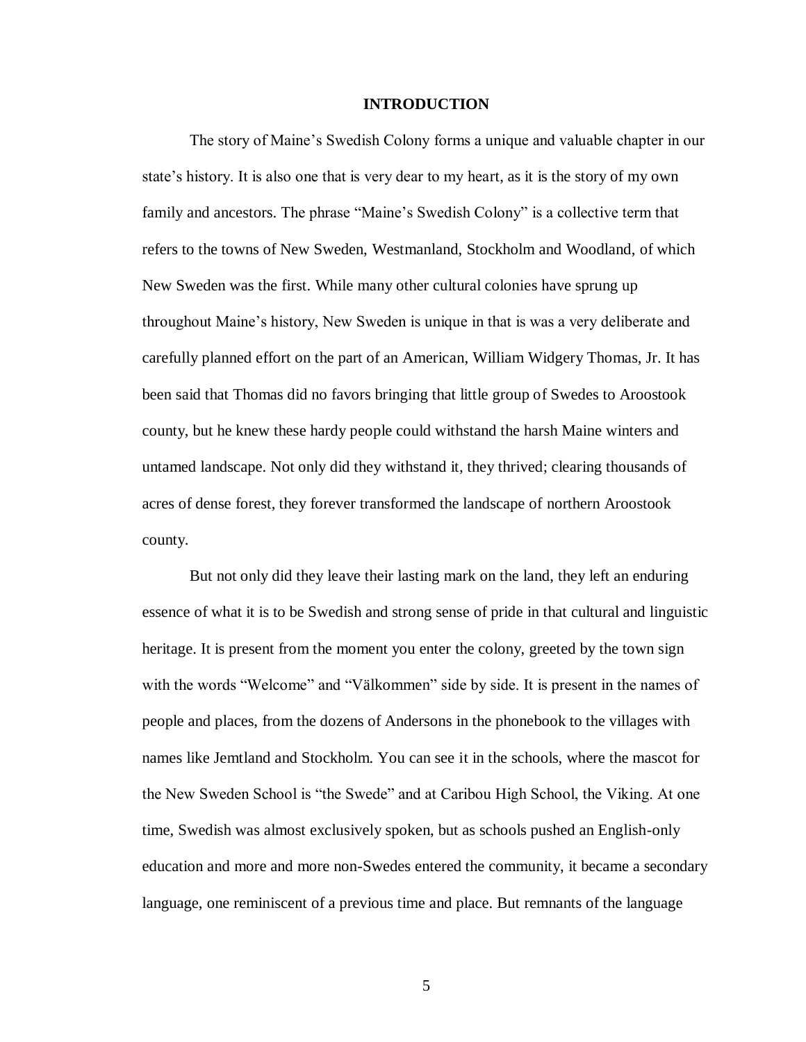# INTRODUCTION

The story of Maine's Swedish Colony forms a unique and valuable chapter in our state's history. It is also one that is very dear to my heart, as it is the story of my own family and ancestors. The phrase "Maine's Swedish Colony" is a collective term that refers to the towns of New Sweden, Westmanland, Stockholm and Woodland, of which New Sweden was the first. While many other cultural colonies have sprung up throughout Maine's history, New Sweden is unique in that is was a very deliberate and carefully planned effort on the part of an American, William Widgery Thomas, Jr. It has been said that Thomas did no favors bringing that little group of Swedes to Aroostook county, but he knew these hardy people could withstand the harsh Maine winters and untamed landscape. Not only did they withstand it, they thrived; clearing thousands of acres of dense forest, they forever transformed the landscape of northern Aroostook county.

But not only did they leave their lasting mark on the land, they left an enduring essence of what it is to be Swedish and strong sense of pride in that cultural and linguistic heritage. It is present from the moment you enter the colony, greeted by the town sign with the words "Welcome" and "Välkommen" side by side. It is present in the names of people and places, from the dozens of Andersons in the phonebook to the villages with names like Jemtland and Stockholm. You can see it in the schools, where the mascot for the New Sweden School is "the Swede" and at Caribou High School, the Viking. At one time, Swedish was almost exclusively spoken, but as schools pushed an English-only education and more and more non-Swedes entered the community, it became a secondary language, one reminiscent of a previous time and place. But remnants of the language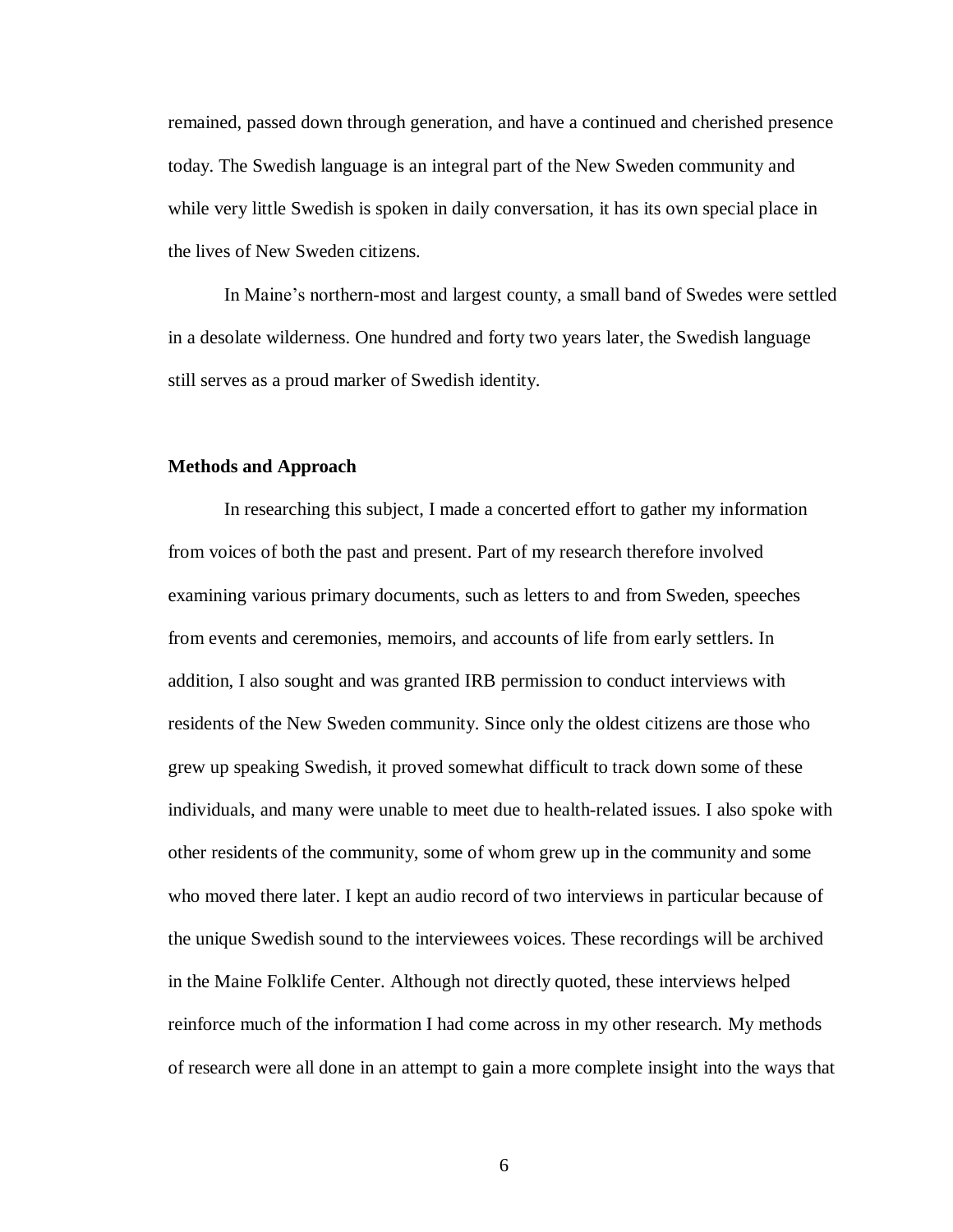remained, passed down through generation, and have a continued and cherished presence today. The Swedish language is an integral part of the New Sweden community and while very little Swedish is spoken in daily conversation, it has its own special place in the lives of New Sweden citizens.

In Maine's northern-most and largest county, a small band of Swedes were settled in a desolate wilderness. One hundred and forty two years later, the Swedish language still serves as a proud marker of Swedish identity.

**Methods and Approach**

In researching this subject, I made a concerted effort to gather my information from voices of both the past and present. Part of my research therefore involved examining various primary documents, such as letters to and from Sweden, speeches from events and ceremonies, memoirs, and accounts of life from early settlers. In addition, I also sought and was granted IRB permission to conduct interviews with residents of the New Sweden community. Since only the oldest citizens are those who grew up speaking Swedish, it proved somewhat difficult to track down some of these individuals, and many were unable to meet due to health-related issues. I also spoke with other residents of the community, some of whom grew up in the community and some who moved there later. I kept an audio record of two interviews in particular because of the unique Swedish sound to the interviewees voices. These recordings will be archived in the Maine Folklife Center. Although not directly quoted, these interviews helped reinforce much of the information I had come across in my other research. My methods of research were all done in an attempt to gain a more complete insight into the ways that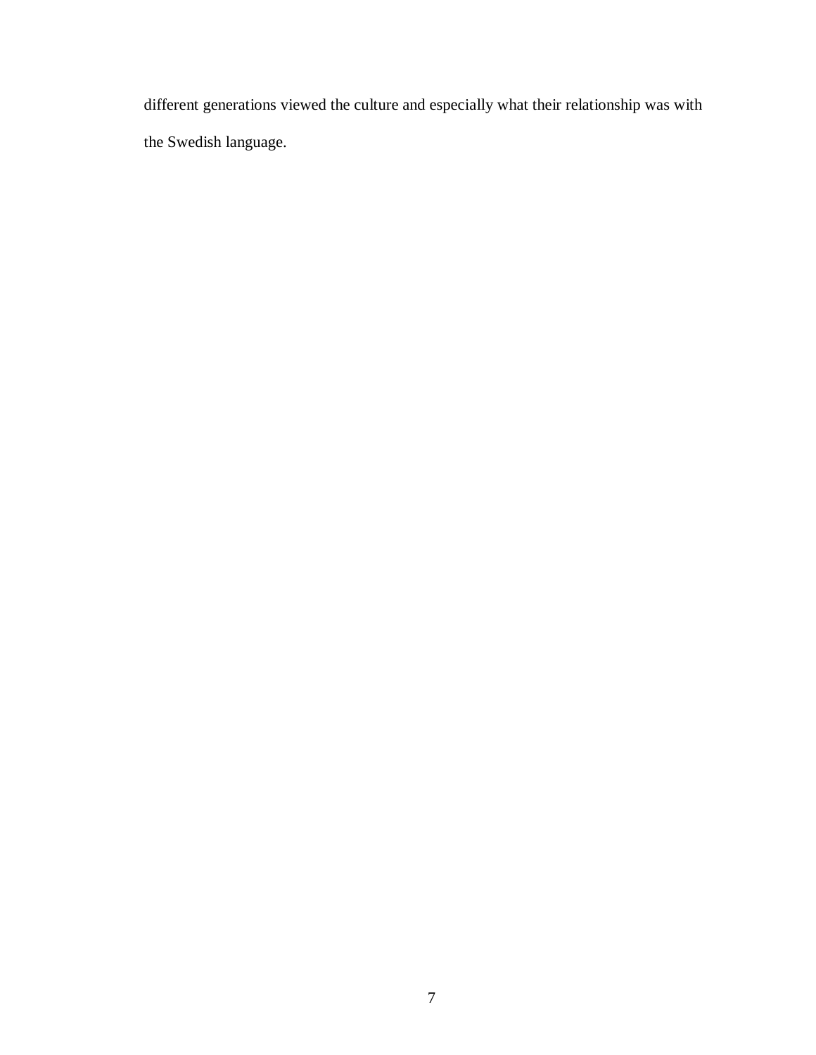different generations viewed the culture and especially what their relationship was with the Swedish language.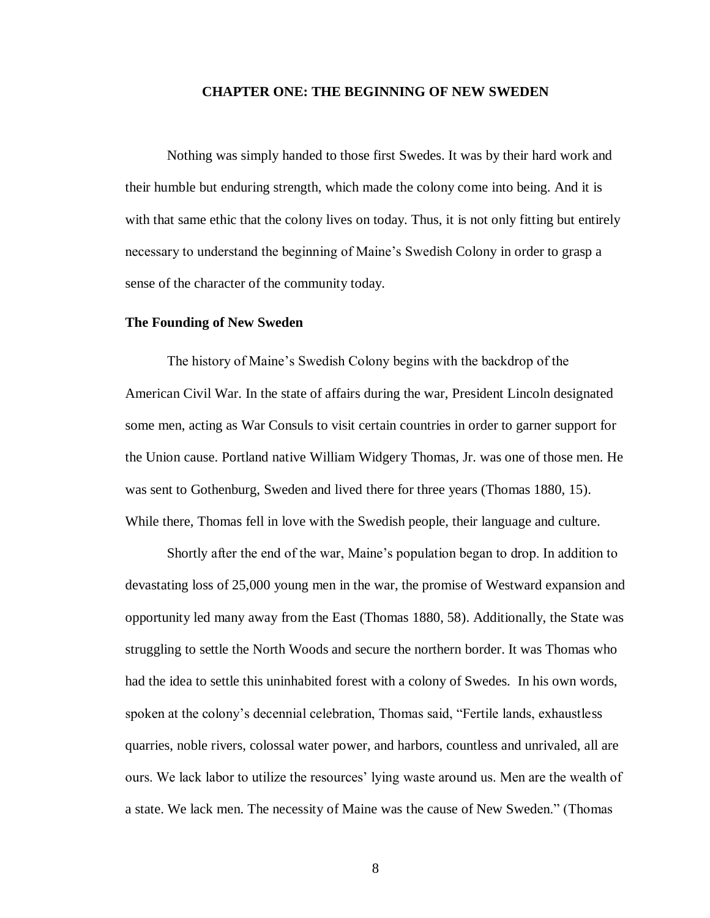# CHAPTER ONE: THE BEGINNING OF NEW SWEDEN

Nothing was simply handed to those first Swedes. It was by their hard work and their humble but enduring strength, which made the colony come into being. And it is with that same ethic that the colony lives on today. Thus, it is not only fitting but entirely necessary to understand the beginning of Maine's Swedish Colony in order to grasp a sense of the character of the community today.

## The Founding of New Sweden

The history of Maine's Swedish Colony begins with the backdrop of the American Civil War. In the state of affairs during the war, President Lincoln designated some men, acting as War Consuls to visit certain countries in order to garner support for the Union cause. Portland native William Widgery Thomas, Jr. was one of those men. He was sent to Gothenburg, Sweden and lived there for three years (Thomas 1880, 15). While there, Thomas fell in love with the Swedish people, their language and culture.

Shortly after the end of the war, Maine's population began to drop. In addition to devastating loss of 25,000 young men in the war, the promise of Westward expansion and opportunity led many away from the East (Thomas 1880, 58). Additionally, the State was struggling to settle the North Woods and secure the northern border. It was Thomas who had the idea to settle this uninhabited forest with a colony of Swedes. In his own words, spoken at the colony's decennial celebration, Thomas said, "Fertile lands, exhaustless quarries, noble rivers, colossal water power, and harbors, countless and unrivaled, all are ours. We lack labor to utilize the resources' lying waste around us. Men are the wealth of a state. We lack men. The necessity of Maine was the cause of New Sweden." (Thomas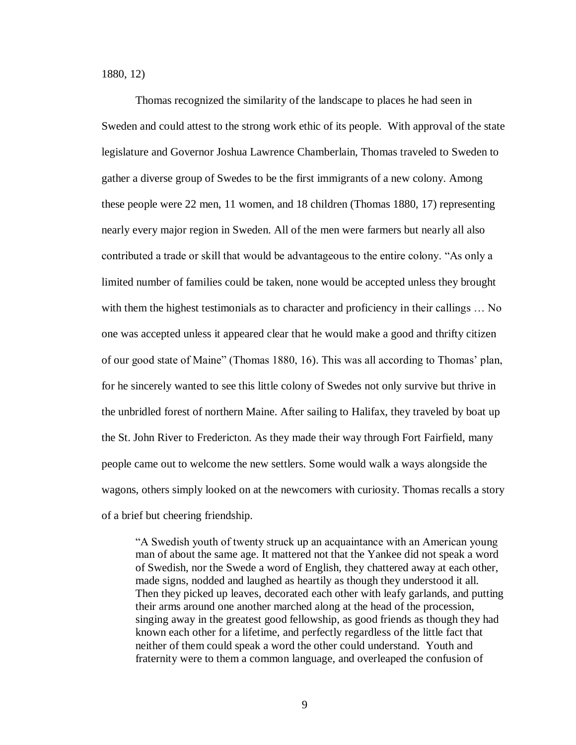1880, 12)

Thomas recognized the similarity of the landscape to places he had seen in Sweden and could attest to the strong work ethic of its people. With approval of the state legislature and Governor Joshua Lawrence Chamberlain, Thomas traveled to Sweden to gather a diverse group of Swedes to be the first immigrants of a new colony. Among these people were 22 men, 11 women, and 18 children (Thomas 1880, 17) representing nearly every major region in Sweden. All of the men were farmers but nearly all also contributed a trade or skill that would be advantageous to the entire colony. "As only a limited number of families could be taken, none would be accepted unless they brought with them the highest testimonials as to character and proficiency in their callings … No one was accepted unless it appeared clear that he would make a good and thrifty citizen of our good state of Maine" (Thomas 1880, 16). This was all according to Thomas' plan, for he sincerely wanted to see this little colony of Swedes not only survive but thrive in the unbridled forest of northern Maine. After sailing to Halifax, they traveled by boat up the St. John River to Fredericton. As they made their way through Fort Fairfield, many people came out to welcome the new settlers. Some would walk a ways alongside the wagons, others simply looked on at the newcomers with curiosity. Thomas recalls a story of a brief but cheering friendship.

> "A Swedish youth of twenty struck up an acquaintance with an American young man of about the same age. It mattered not that the Yankee did not speak a word of Swedish, nor the Swede a word of English, they chattered away at each other, made signs, nodded and laughed as heartily as though they understood it all. Then they picked up leaves, decorated each other with leafy garlands, and putting their arms around one another marched along at the head of the procession, singing away in the greatest good fellowship, as good friends as though they had known each other for a lifetime, and perfectly regardless of the little fact that neither of them could speak a word the other could understand. Youth and fraternity were to them a common language, and overleaped the confusion of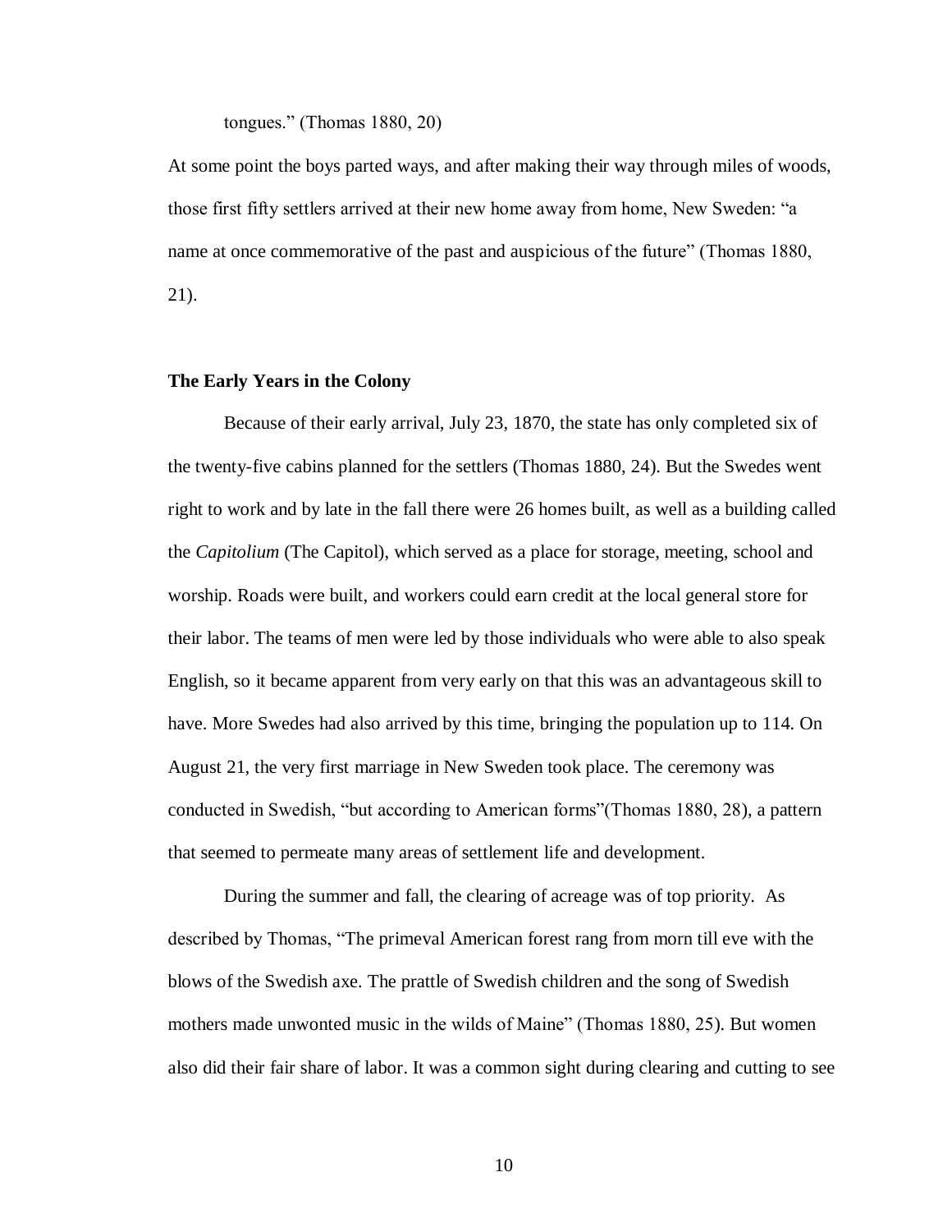tongues." (Thomas 1880, 20)

At some point the boys parted ways, and after making their way through miles of woods, those first fifty settlers arrived at their new home away from home, New Sweden: "a name at once commemorative of the past and auspicious of the future" (Thomas 1880, 21).

**The Early Years in the Colony**

Because of their early arrival, July 23, 1870, the state has only completed six of the twenty-five cabins planned for the settlers (Thomas 1880, 24). But the Swedes went right to work and by late in the fall there were 26 homes built, as well as a building called the *Capitolium* (The Capitol), which served as a place for storage, meeting, school and worship. Roads were built, and workers could earn credit at the local general store for their labor. The teams of men were led by those individuals who were able to also speak English, so it became apparent from very early on that this was an advantageous skill to have. More Swedes had also arrived by this time, bringing the population up to 114. On August 21, the very first marriage in New Sweden took place. The ceremony was conducted in Swedish, "but according to American forms"(Thomas 1880, 28), a pattern that seemed to permeate many areas of settlement life and development.

During the summer and fall, the clearing of acreage was of top priority. As described by Thomas, "The primeval American forest rang from morn till eve with the blows of the Swedish axe. The prattle of Swedish children and the song of Swedish mothers made unwonted music in the wilds of Maine" (Thomas 1880, 25). But women also did their fair share of labor. It was a common sight during clearing and cutting to see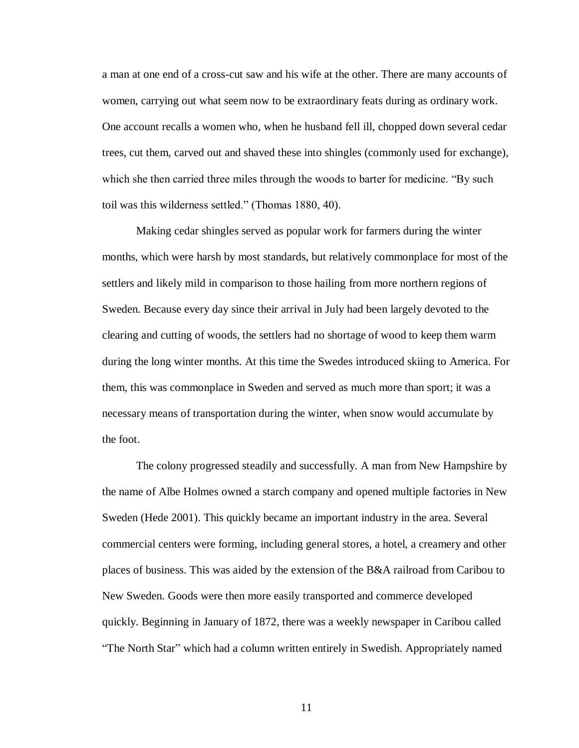a man at one end of a cross-cut saw and his wife at the other. There are many accounts of women, carrying out what seem now to be extraordinary feats during as ordinary work. One account recalls a women who, when he husband fell ill, chopped down several cedar trees, cut them, carved out and shaved these into shingles (commonly used for exchange), which she then carried three miles through the woods to barter for medicine. "By such toil was this wilderness settled." (Thomas 1880, 40).

Making cedar shingles served as popular work for farmers during the winter months, which were harsh by most standards, but relatively commonplace for most of the settlers and likely mild in comparison to those hailing from more northern regions of Sweden. Because every day since their arrival in July had been largely devoted to the clearing and cutting of woods, the settlers had no shortage of wood to keep them warm during the long winter months. At this time the Swedes introduced skiing to America. For them, this was commonplace in Sweden and served as much more than sport; it was a necessary means of transportation during the winter, when snow would accumulate by the foot.

The colony progressed steadily and successfully. A man from New Hampshire by the name of Albe Holmes owned a starch company and opened multiple factories in New Sweden (Hede 2001). This quickly became an important industry in the area. Several commercial centers were forming, including general stores, a hotel, a creamery and other places of business. This was aided by the extension of the B&A railroad from Caribou to New Sweden. Goods were then more easily transported and commerce developed quickly. Beginning in January of 1872, there was a weekly newspaper in Caribou called "The North Star" which had a column written entirely in Swedish. Appropriately named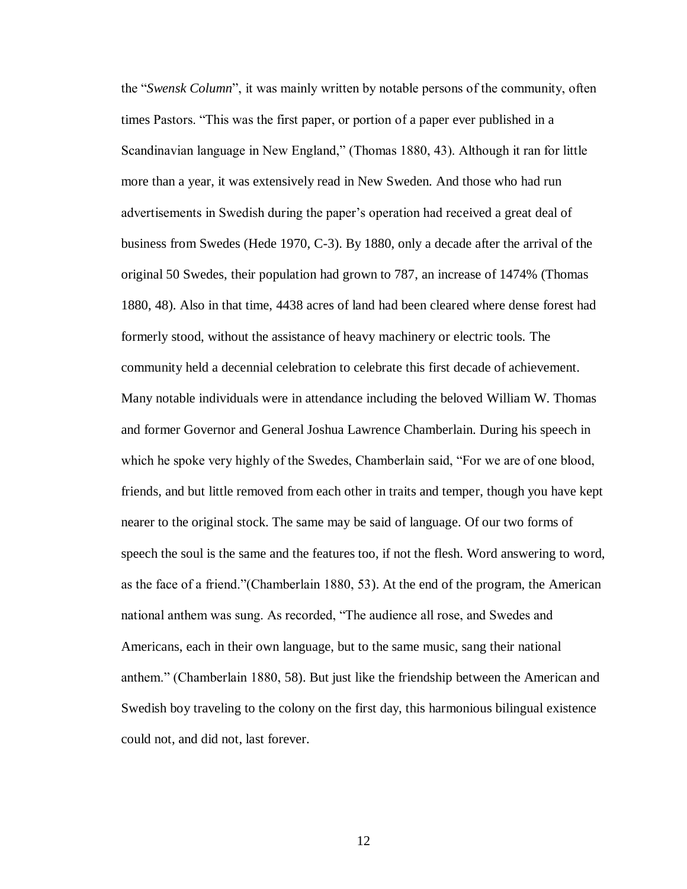the "*Swensk Column*", it was mainly written by notable persons of the community, often times Pastors. "This was the first paper, or portion of a paper ever published in a Scandinavian language in New England," (Thomas 1880, 43). Although it ran for little more than a year, it was extensively read in New Sweden. And those who had run advertisements in Swedish during the paper's operation had received a great deal of business from Swedes (Hede 1970, C-3). By 1880, only a decade after the arrival of the original 50 Swedes, their population had grown to 787, an increase of 1474% (Thomas 1880, 48). Also in that time, 4438 acres of land had been cleared where dense forest had formerly stood, without the assistance of heavy machinery or electric tools. The community held a decennial celebration to celebrate this first decade of achievement. Many notable individuals were in attendance including the beloved William W. Thomas and former Governor and General Joshua Lawrence Chamberlain. During his speech in which he spoke very highly of the Swedes, Chamberlain said, "For we are of one blood, friends, and but little removed from each other in traits and temper, though you have kept nearer to the original stock. The same may be said of language. Of our two forms of speech the soul is the same and the features too, if not the flesh. Word answering to word, as the face of a friend."(Chamberlain 1880, 53). At the end of the program, the American national anthem was sung. As recorded, "The audience all rose, and Swedes and Americans, each in their own language, but to the same music, sang their national anthem." (Chamberlain 1880, 58). But just like the friendship between the American and Swedish boy traveling to the colony on the first day, this harmonious bilingual existence could not, and did not, last forever.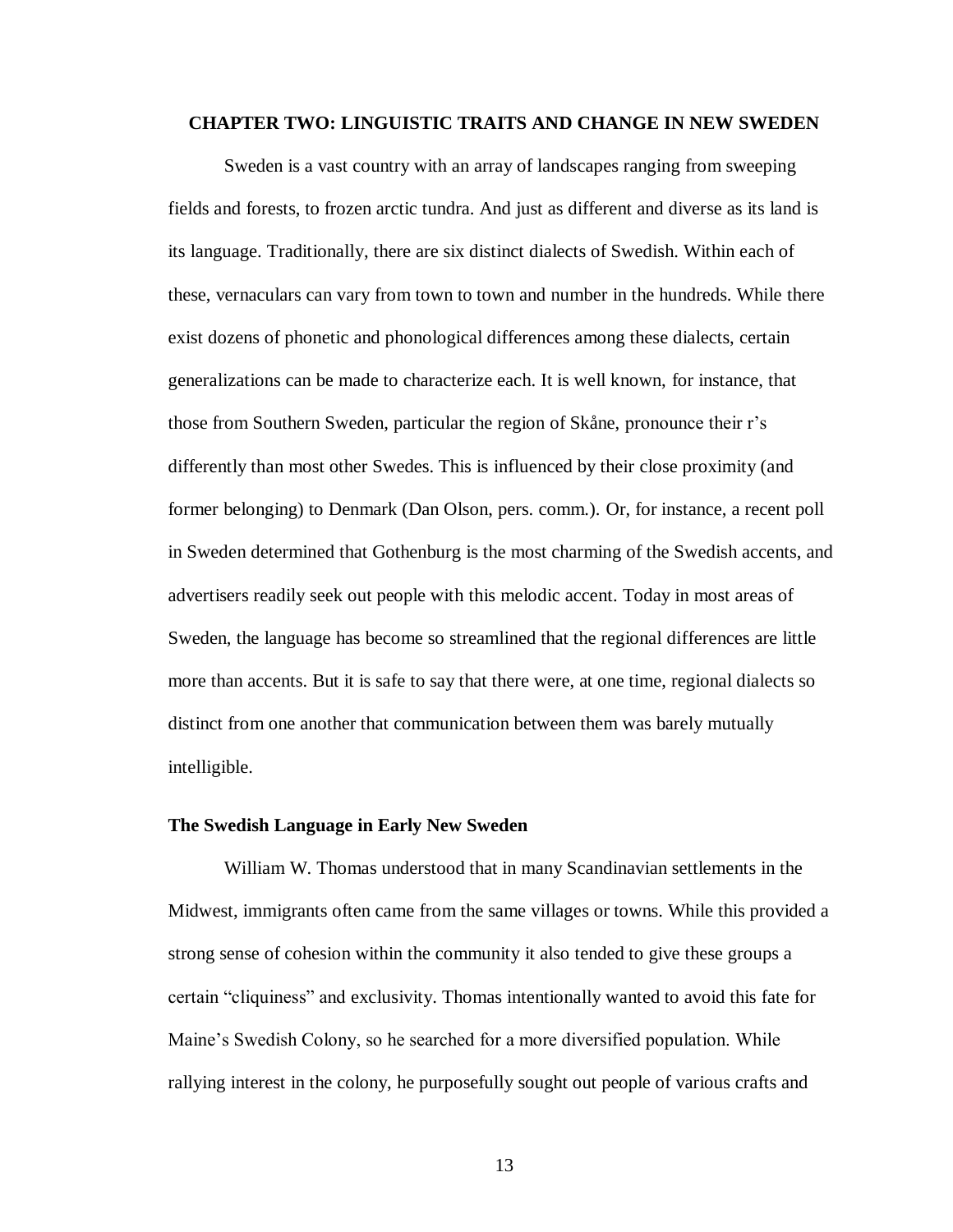# CHAPTER TWO: LINGUISTIC TRAITS AND CHANGE IN NEW SWEDEN

Sweden is a vast country with an array of landscapes ranging from sweeping fields and forests, to frozen arctic tundra. And just as different and diverse as its land is its language. Traditionally, there are six distinct dialects of Swedish. Within each of these, vernaculars can vary from town to town and number in the hundreds. While there exist dozens of phonetic and phonological differences among these dialects, certain generalizations can be made to characterize each. It is well known, for instance, that those from Southern Sweden, particular the region of Skåne, pronounce their r's differently than most other Swedes. This is influenced by their close proximity (and former belonging) to Denmark (Dan Olson, pers. comm.). Or, for instance, a recent poll in Sweden determined that Gothenburg is the most charming of the Swedish accents, and advertisers readily seek out people with this melodic accent. Today in most areas of Sweden, the language has become so streamlined that the regional differences are little more than accents. But it is safe to say that there were, at one time, regional dialects so distinct from one another that communication between them was barely mutually intelligible.

## The Swedish Language in Early New Sweden

William W. Thomas understood that in many Scandinavian settlements in the Midwest, immigrants often came from the same villages or towns. While this provided a strong sense of cohesion within the community it also tended to give these groups a certain "cliquiness" and exclusivity. Thomas intentionally wanted to avoid this fate for Maine's Swedish Colony, so he searched for a more diversified population. While rallying interest in the colony, he purposefully sought out people of various crafts and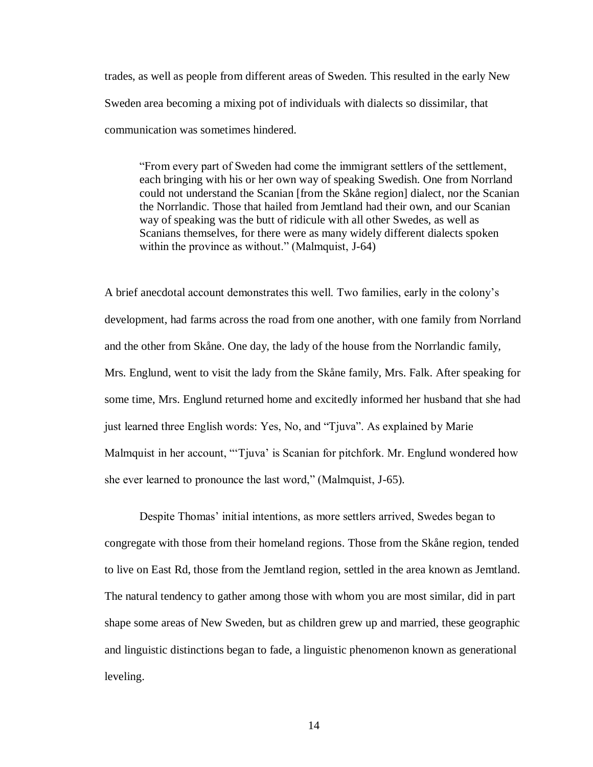trades, as well as people from different areas of Sweden. This resulted in the early New Sweden area becoming a mixing pot of individuals with dialects so dissimilar, that communication was sometimes hindered.

> "From every part of Sweden had come the immigrant settlers of the settlement, each bringing with his or her own way of speaking Swedish. One from Norrland could not understand the Scanian [from the Skåne region] dialect, nor the Scanian the Norrlandic. Those that hailed from Jemtland had their own, and our Scanian way of speaking was the butt of ridicule with all other Swedes, as well as Scanians themselves, for there were as many widely different dialects spoken within the province as without." (Malmquist, J-64)

A brief anecdotal account demonstrates this well. Two families, early in the colony's development, had farms across the road from one another, with one family from Norrland and the other from Skåne. One day, the lady of the house from the Norrlandic family, Mrs. Englund, went to visit the lady from the Skåne family, Mrs. Falk. After speaking for some time, Mrs. Englund returned home and excitedly informed her husband that she had just learned three English words: Yes, No, and "Tjuva". As explained by Marie Malmquist in her account, "'Tjuva' is Scanian for pitchfork. Mr. Englund wondered how she ever learned to pronounce the last word," (Malmquist, J-65).

Despite Thomas' initial intentions, as more settlers arrived, Swedes began to congregate with those from their homeland regions. Those from the Skåne region, tended to live on East Rd, those from the Jemtland region, settled in the area known as Jemtland. The natural tendency to gather among those with whom you are most similar, did in part shape some areas of New Sweden, but as children grew up and married, these geographic and linguistic distinctions began to fade, a linguistic phenomenon known as generational leveling.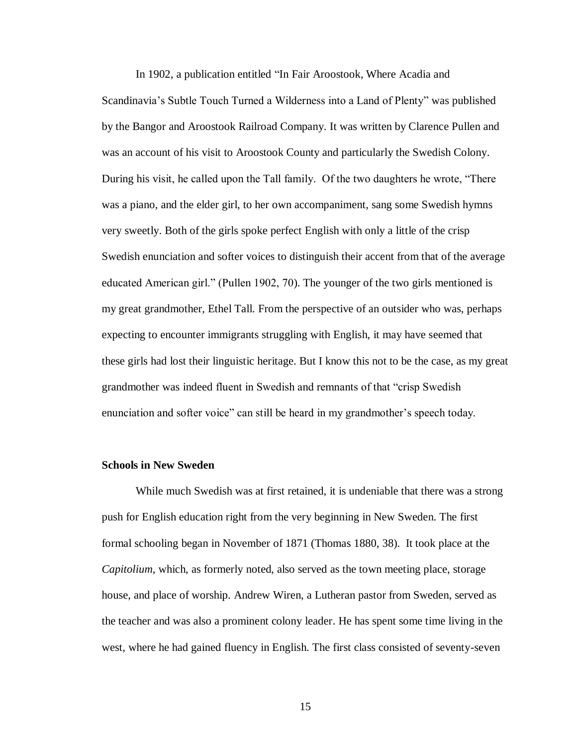In 1902, a publication entitled "In Fair Aroostook, Where Acadia and Scandinavia's Subtle Touch Turned a Wilderness into a Land of Plenty" was published by the Bangor and Aroostook Railroad Company. It was written by Clarence Pullen and was an account of his visit to Aroostook County and particularly the Swedish Colony. During his visit, he called upon the Tall family. Of the two daughters he wrote, "There was a piano, and the elder girl, to her own accompaniment, sang some Swedish hymns very sweetly. Both of the girls spoke perfect English with only a little of the crisp Swedish enunciation and softer voices to distinguish their accent from that of the average educated American girl." (Pullen 1902, 70). The younger of the two girls mentioned is my great grandmother, Ethel Tall. From the perspective of an outsider who was, perhaps expecting to encounter immigrants struggling with English, it may have seemed that these girls had lost their linguistic heritage. But I know this not to be the case, as my great grandmother was indeed fluent in Swedish and remnants of that "crisp Swedish enunciation and softer voice" can still be heard in my grandmother's speech today.

**Schools in New Sweden**

While much Swedish was at first retained, it is undeniable that there was a strong push for English education right from the very beginning in New Sweden. The first formal schooling began in November of 1871 (Thomas 1880, 38). It took place at the *Capitolium*, which, as formerly noted, also served as the town meeting place, storage house, and place of worship. Andrew Wiren, a Lutheran pastor from Sweden, served as the teacher and was also a prominent colony leader. He has spent some time living in the west, where he had gained fluency in English. The first class consisted of seventy-seven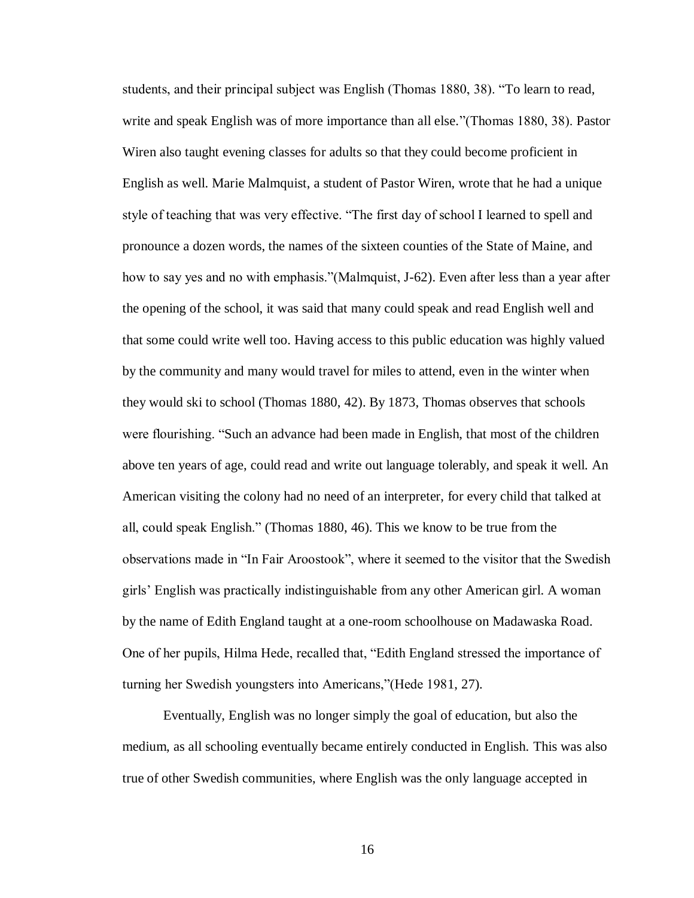students, and their principal subject was English (Thomas 1880, 38). "To learn to read, write and speak English was of more importance than all else."(Thomas 1880, 38). Pastor Wiren also taught evening classes for adults so that they could become proficient in English as well. Marie Malmquist, a student of Pastor Wiren, wrote that he had a unique style of teaching that was very effective. "The first day of school I learned to spell and pronounce a dozen words, the names of the sixteen counties of the State of Maine, and how to say yes and no with emphasis."(Malmquist, J-62). Even after less than a year after the opening of the school, it was said that many could speak and read English well and that some could write well too. Having access to this public education was highly valued by the community and many would travel for miles to attend, even in the winter when they would ski to school (Thomas 1880, 42). By 1873, Thomas observes that schools were flourishing. "Such an advance had been made in English, that most of the children above ten years of age, could read and write out language tolerably, and speak it well. An American visiting the colony had no need of an interpreter, for every child that talked at all, could speak English." (Thomas 1880, 46). This we know to be true from the observations made in "In Fair Aroostook", where it seemed to the visitor that the Swedish girls' English was practically indistinguishable from any other American girl. A woman by the name of Edith England taught at a one-room schoolhouse on Madawaska Road. One of her pupils, Hilma Hede, recalled that, "Edith England stressed the importance of turning her Swedish youngsters into Americans,"(Hede 1981, 27).

Eventually, English was no longer simply the goal of education, but also the medium, as all schooling eventually became entirely conducted in English. This was also true of other Swedish communities, where English was the only language accepted in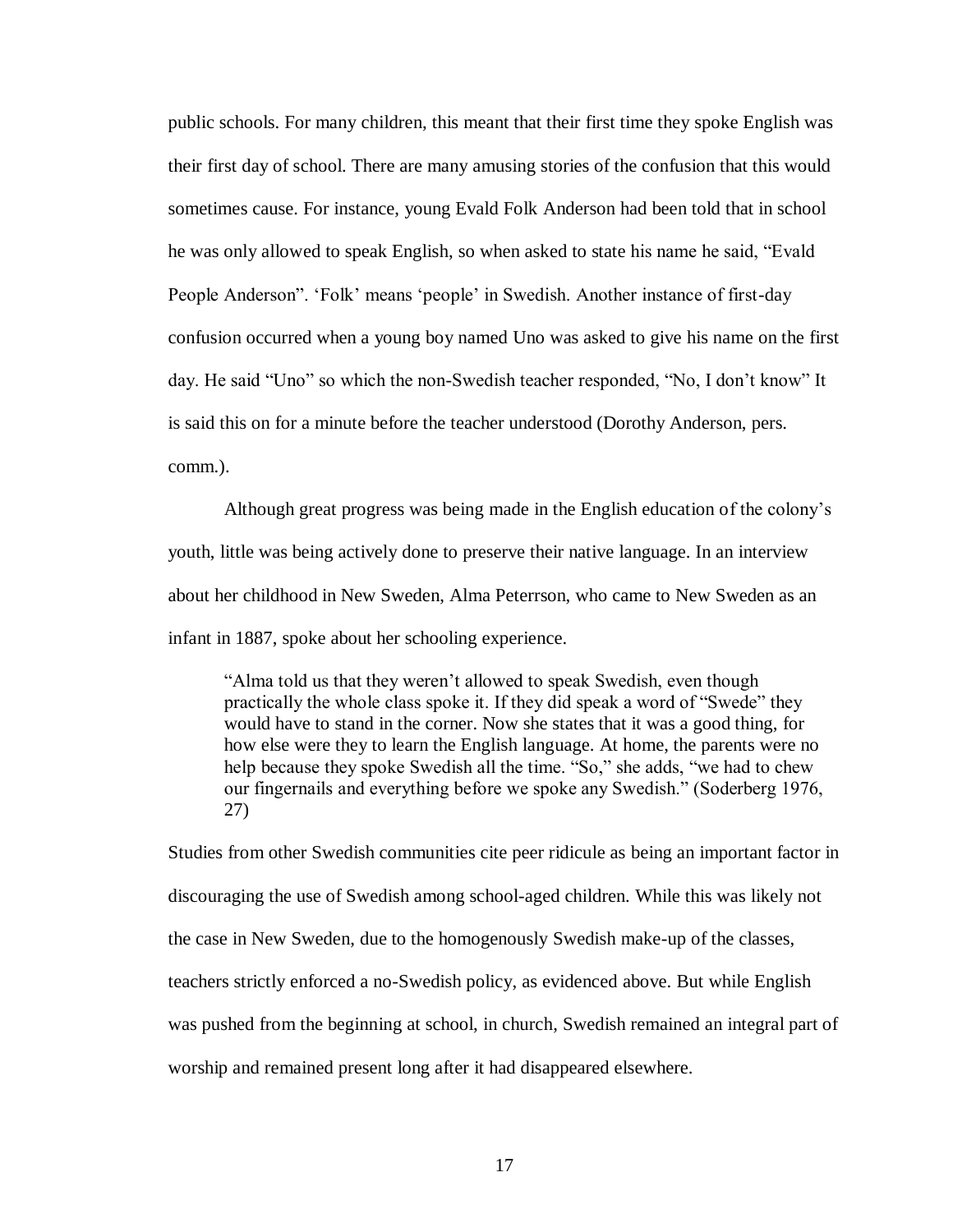public schools. For many children, this meant that their first time they spoke English was their first day of school. There are many amusing stories of the confusion that this would sometimes cause. For instance, young Evald Folk Anderson had been told that in school he was only allowed to speak English, so when asked to state his name he said, "Evald People Anderson". 'Folk' means 'people' in Swedish. Another instance of first-day confusion occurred when a young boy named Uno was asked to give his name on the first day. He said "Uno" so which the non-Swedish teacher responded, "No, I don't know" It is said this on for a minute before the teacher understood (Dorothy Anderson, pers. comm.).

Although great progress was being made in the English education of the colony's youth, little was being actively done to preserve their native language. In an interview about her childhood in New Sweden, Alma Peterrson, who came to New Sweden as an infant in 1887, spoke about her schooling experience.

> "Alma told us that they weren't allowed to speak Swedish, even though practically the whole class spoke it. If they did speak a word of "Swede" they would have to stand in the corner. Now she states that it was a good thing, for how else were they to learn the English language. At home, the parents were no help because they spoke Swedish all the time. "So," she adds, "we had to chew our fingernails and everything before we spoke any Swedish." (Soderberg 1976, 27)

Studies from other Swedish communities cite peer ridicule as being an important factor in discouraging the use of Swedish among school-aged children. While this was likely not the case in New Sweden, due to the homogenously Swedish make-up of the classes, teachers strictly enforced a no-Swedish policy, as evidenced above. But while English was pushed from the beginning at school, in church, Swedish remained an integral part of worship and remained present long after it had disappeared elsewhere.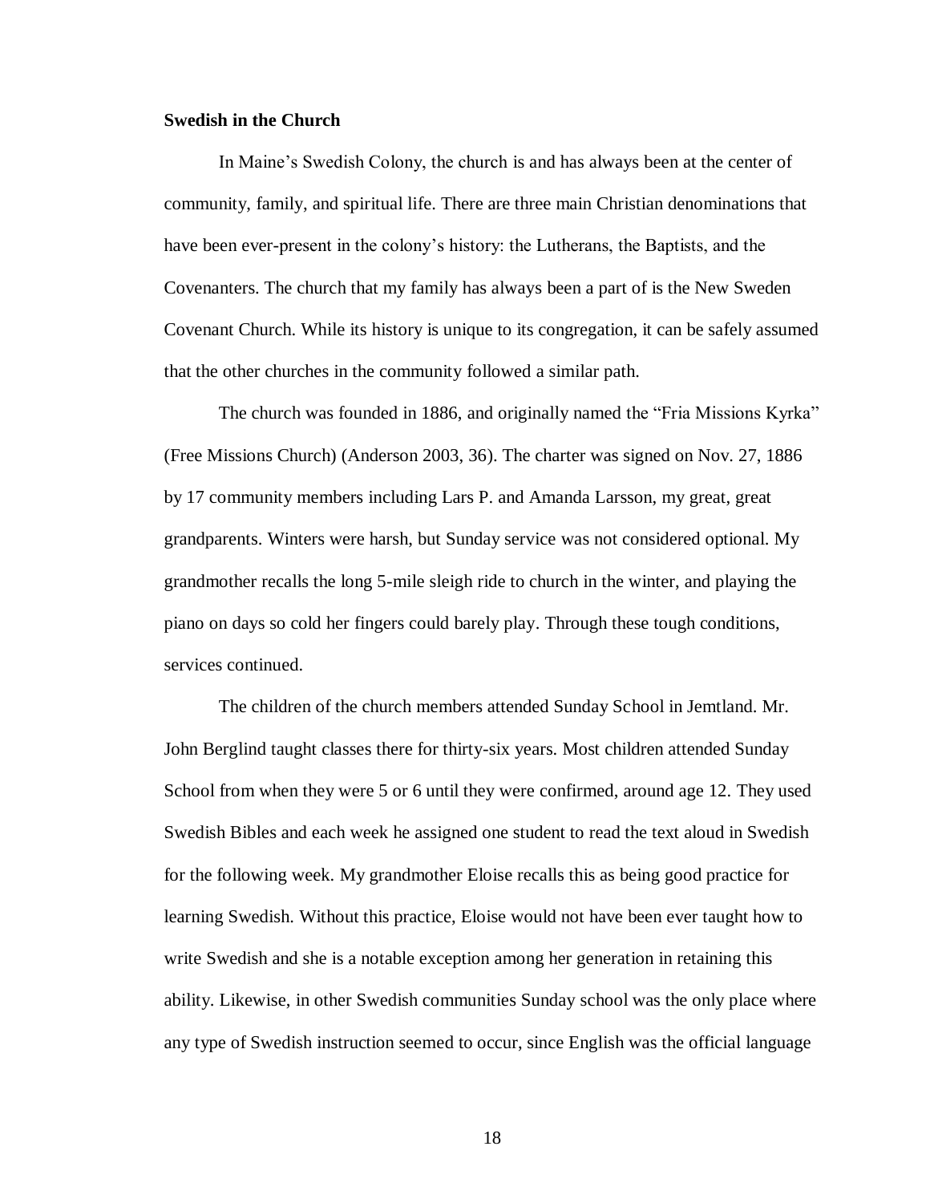**Swedish in the Church**

In Maine's Swedish Colony, the church is and has always been at the center of community, family, and spiritual life. There are three main Christian denominations that have been ever-present in the colony's history: the Lutherans, the Baptists, and the Covenanters. The church that my family has always been a part of is the New Sweden Covenant Church. While its history is unique to its congregation, it can be safely assumed that the other churches in the community followed a similar path.

The church was founded in 1886, and originally named the "Fria Missions Kyrka" (Free Missions Church) (Anderson 2003, 36). The charter was signed on Nov. 27, 1886 by 17 community members including Lars P. and Amanda Larsson, my great, great grandparents. Winters were harsh, but Sunday service was not considered optional. My grandmother recalls the long 5-mile sleigh ride to church in the winter, and playing the piano on days so cold her fingers could barely play. Through these tough conditions, services continued.

The children of the church members attended Sunday School in Jemtland. Mr. John Berglind taught classes there for thirty-six years. Most children attended Sunday School from when they were 5 or 6 until they were confirmed, around age 12. They used Swedish Bibles and each week he assigned one student to read the text aloud in Swedish for the following week. My grandmother Eloise recalls this as being good practice for learning Swedish. Without this practice, Eloise would not have been ever taught how to write Swedish and she is a notable exception among her generation in retaining this ability. Likewise, in other Swedish communities Sunday school was the only place where any type of Swedish instruction seemed to occur, since English was the official language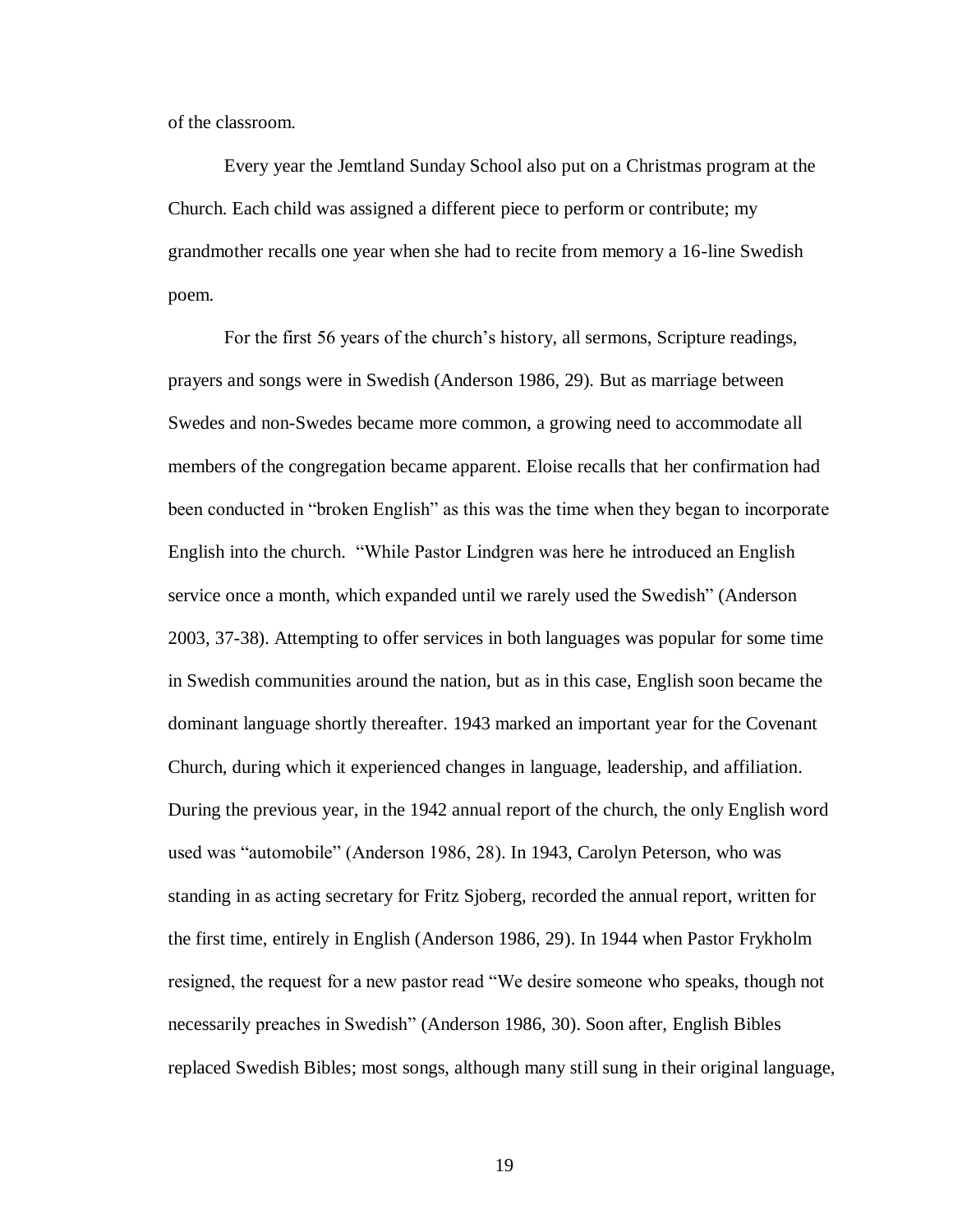of the classroom.

Every year the Jemtland Sunday School also put on a Christmas program at the Church. Each child was assigned a different piece to perform or contribute; my grandmother recalls one year when she had to recite from memory a 16-line Swedish poem.

For the first 56 years of the church's history, all sermons, Scripture readings, prayers and songs were in Swedish (Anderson 1986, 29). But as marriage between Swedes and non-Swedes became more common, a growing need to accommodate all members of the congregation became apparent. Eloise recalls that her confirmation had been conducted in "broken English" as this was the time when they began to incorporate English into the church. "While Pastor Lindgren was here he introduced an English service once a month, which expanded until we rarely used the Swedish" (Anderson 2003, 37-38). Attempting to offer services in both languages was popular for some time in Swedish communities around the nation, but as in this case, English soon became the dominant language shortly thereafter. 1943 marked an important year for the Covenant Church, during which it experienced changes in language, leadership, and affiliation. During the previous year, in the 1942 annual report of the church, the only English word used was "automobile" (Anderson 1986, 28). In 1943, Carolyn Peterson, who was standing in as acting secretary for Fritz Sjoberg, recorded the annual report, written for the first time, entirely in English (Anderson 1986, 29). In 1944 when Pastor Frykholm resigned, the request for a new pastor read "We desire someone who speaks, though not necessarily preaches in Swedish" (Anderson 1986, 30). Soon after, English Bibles replaced Swedish Bibles; most songs, although many still sung in their original language,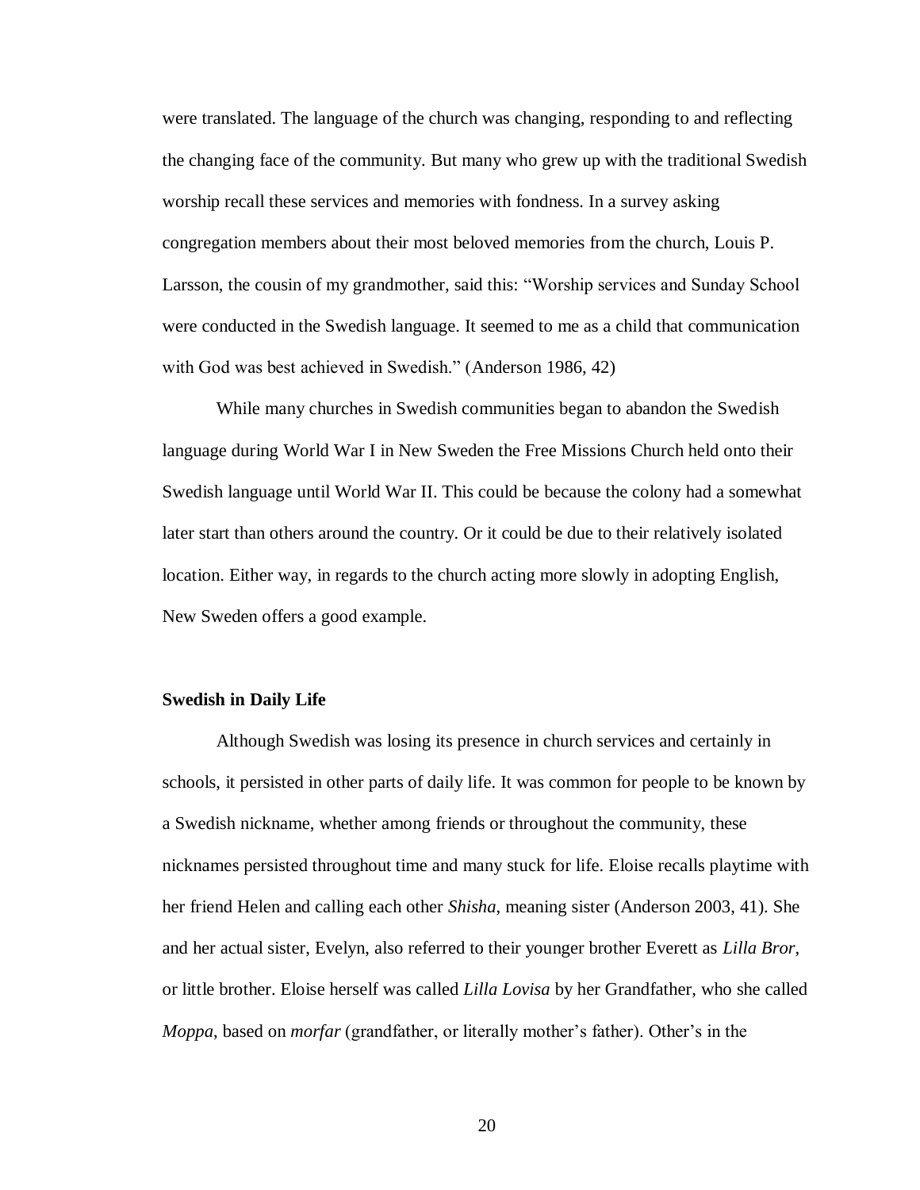were translated. The language of the church was changing, responding to and reflecting the changing face of the community. But many who grew up with the traditional Swedish worship recall these services and memories with fondness. In a survey asking congregation members about their most beloved memories from the church, Louis P. Larsson, the cousin of my grandmother, said this: "Worship services and Sunday School were conducted in the Swedish language. It seemed to me as a child that communication with God was best achieved in Swedish." (Anderson 1986, 42)

While many churches in Swedish communities began to abandon the Swedish language during World War I in New Sweden the Free Missions Church held onto their Swedish language until World War II. This could be because the colony had a somewhat later start than others around the country. Or it could be due to their relatively isolated location. Either way, in regards to the church acting more slowly in adopting English, New Sweden offers a good example.

### Swedish in Daily Life

Although Swedish was losing its presence in church services and certainly in schools, it persisted in other parts of daily life. It was common for people to be known by a Swedish nickname, whether among friends or throughout the community, these nicknames persisted throughout time and many stuck for life. Eloise recalls playtime with her friend Helen and calling each other *Shisha*, meaning sister (Anderson 2003, 41). She and her actual sister, Evelyn, also referred to their younger brother Everett as *Lilla Bror*, or little brother. Eloise herself was called *Lilla Lovisa* by her Grandfather, who she called *Moppa*, based on *morfar* (grandfather, or literally mother's father). Other's in the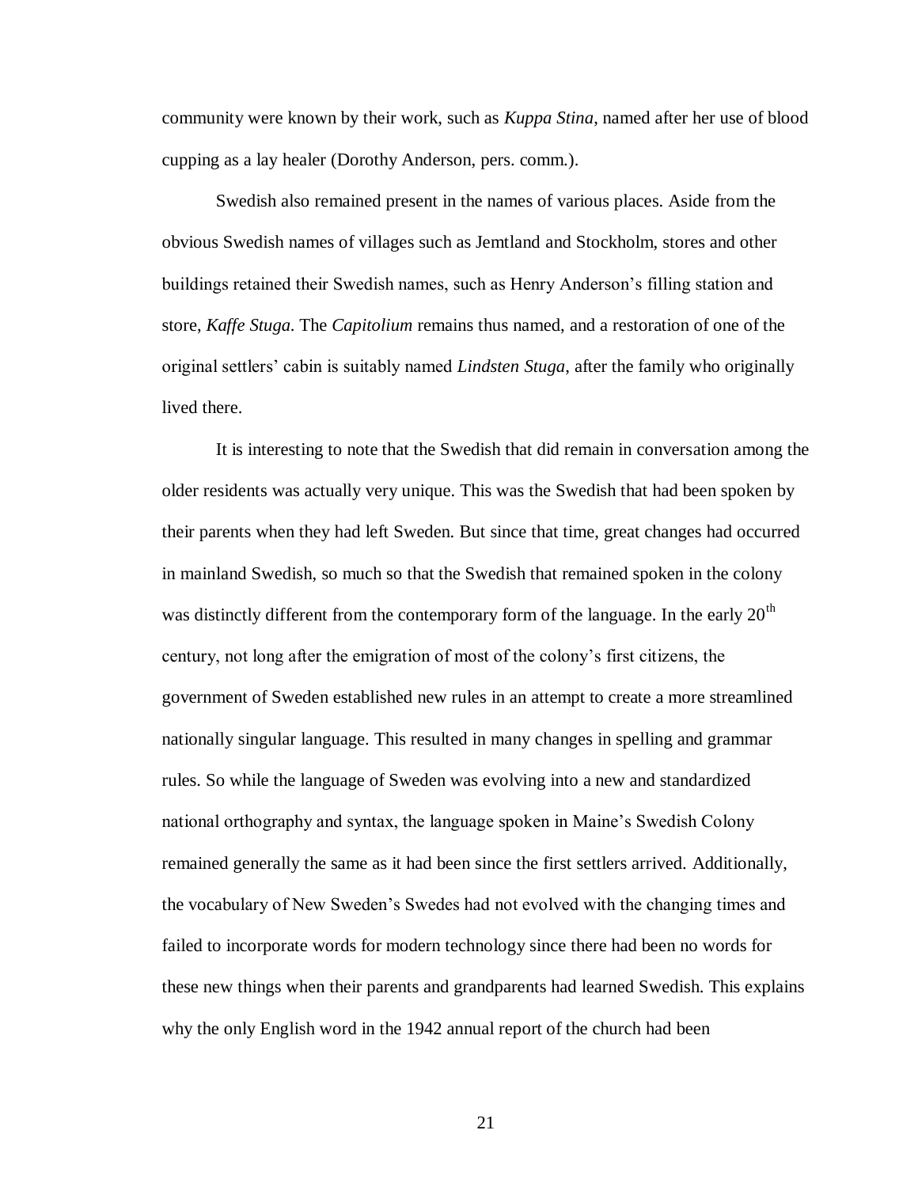community were known by their work, such as *Kuppa Stina*, named after her use of blood cupping as a lay healer (Dorothy Anderson, pers. comm.).

Swedish also remained present in the names of various places. Aside from the obvious Swedish names of villages such as Jemtland and Stockholm, stores and other buildings retained their Swedish names, such as Henry Anderson's filling station and store, *Kaffe Stuga*. The *Capitolium* remains thus named, and a restoration of one of the original settlers' cabin is suitably named *Lindsten Stuga*, after the family who originally lived there.

It is interesting to note that the Swedish that did remain in conversation among the older residents was actually very unique. This was the Swedish that had been spoken by their parents when they had left Sweden. But since that time, great changes had occurred in mainland Swedish, so much so that the Swedish that remained spoken in the colony was distinctly different from the contemporary form of the language. In the early 20th century, not long after the emigration of most of the colony's first citizens, the government of Sweden established new rules in an attempt to create a more streamlined nationally singular language. This resulted in many changes in spelling and grammar rules. So while the language of Sweden was evolving into a new and standardized national orthography and syntax, the language spoken in Maine's Swedish Colony remained generally the same as it had been since the first settlers arrived. Additionally, the vocabulary of New Sweden's Swedes had not evolved with the changing times and failed to incorporate words for modern technology since there had been no words for these new things when their parents and grandparents had learned Swedish. This explains why the only English word in the 1942 annual report of the church had been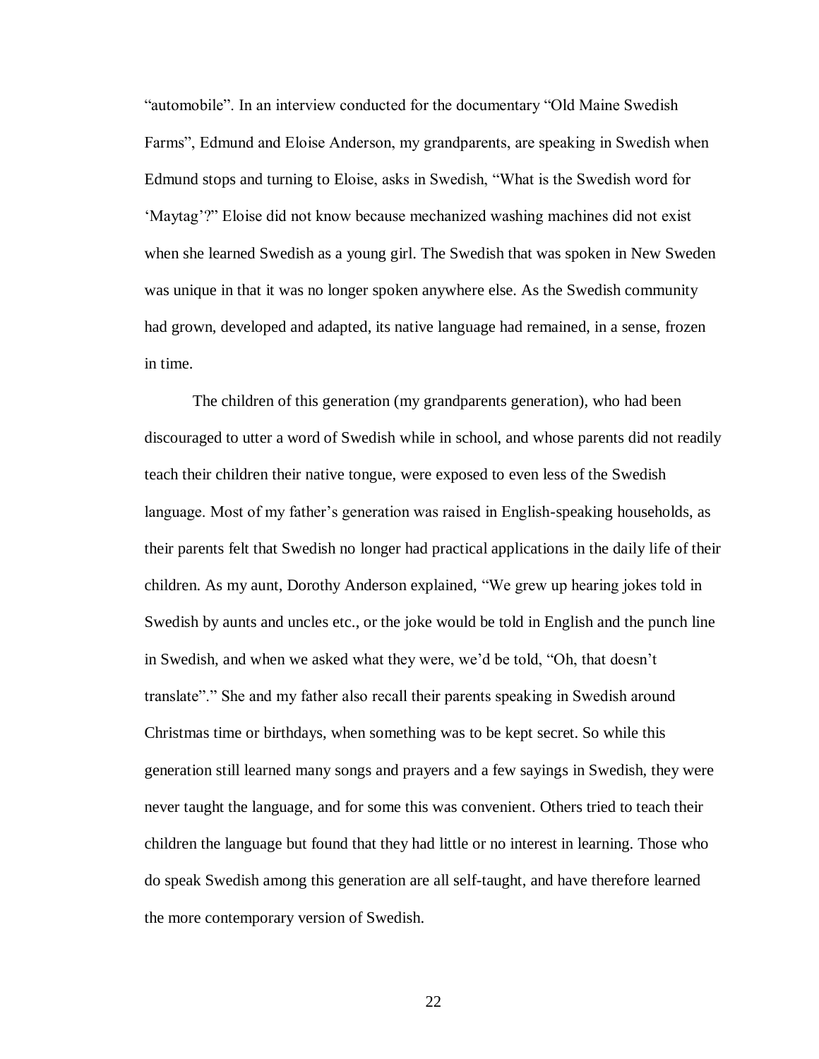"automobile". In an interview conducted for the documentary "Old Maine Swedish Farms", Edmund and Eloise Anderson, my grandparents, are speaking in Swedish when Edmund stops and turning to Eloise, asks in Swedish, "What is the Swedish word for 'Maytag'?" Eloise did not know because mechanized washing machines did not exist when she learned Swedish as a young girl. The Swedish that was spoken in New Sweden was unique in that it was no longer spoken anywhere else. As the Swedish community had grown, developed and adapted, its native language had remained, in a sense, frozen in time.

The children of this generation (my grandparents generation), who had been discouraged to utter a word of Swedish while in school, and whose parents did not readily teach their children their native tongue, were exposed to even less of the Swedish language. Most of my father's generation was raised in English-speaking households, as their parents felt that Swedish no longer had practical applications in the daily life of their children. As my aunt, Dorothy Anderson explained, "We grew up hearing jokes told in Swedish by aunts and uncles etc., or the joke would be told in English and the punch line in Swedish, and when we asked what they were, we'd be told, "Oh, that doesn't translate"." She and my father also recall their parents speaking in Swedish around Christmas time or birthdays, when something was to be kept secret. So while this generation still learned many songs and prayers and a few sayings in Swedish, they were never taught the language, and for some this was convenient. Others tried to teach their children the language but found that they had little or no interest in learning. Those who do speak Swedish among this generation are all self-taught, and have therefore learned the more contemporary version of Swedish.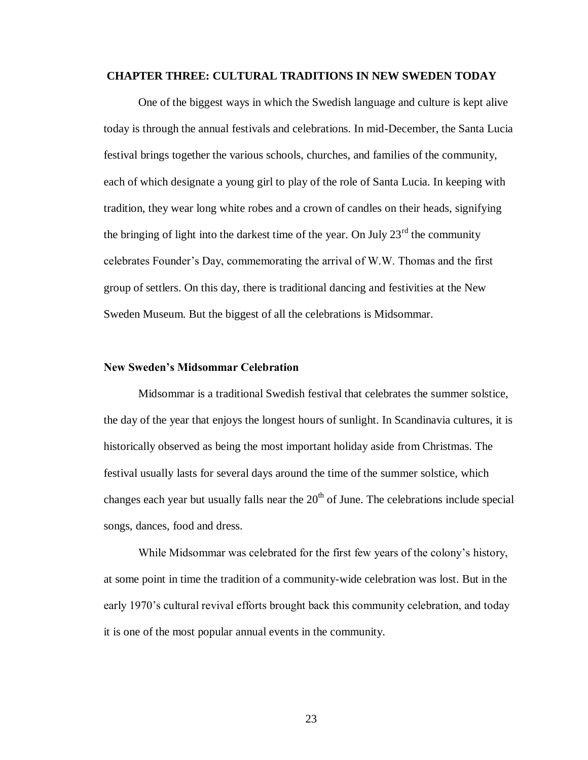## CHAPTER THREE: CULTURAL TRADITIONS IN NEW SWEDEN TODAY

One of the biggest ways in which the Swedish language and culture is kept alive today is through the annual festivals and celebrations. In mid-December, the Santa Lucia festival brings together the various schools, churches, and families of the community, each of which designate a young girl to play of the role of Santa Lucia. In keeping with tradition, they wear long white robes and a crown of candles on their heads, signifying the bringing of light into the darkest time of the year. On July 23rd the community celebrates Founder's Day, commemorating the arrival of W.W. Thomas and the first group of settlers. On this day, there is traditional dancing and festivities at the New Sweden Museum. But the biggest of all the celebrations is Midsommar.

### New Sweden's Midsommar Celebration

Midsommar is a traditional Swedish festival that celebrates the summer solstice, the day of the year that enjoys the longest hours of sunlight. In Scandinavia cultures, it is historically observed as being the most important holiday aside from Christmas. The festival usually lasts for several days around the time of the summer solstice, which changes each year but usually falls near the 20th of June. The celebrations include special songs, dances, food and dress.

While Midsommar was celebrated for the first few years of the colony's history, at some point in time the tradition of a community-wide celebration was lost. But in the early 1970's cultural revival efforts brought back this community celebration, and today it is one of the most popular annual events in the community.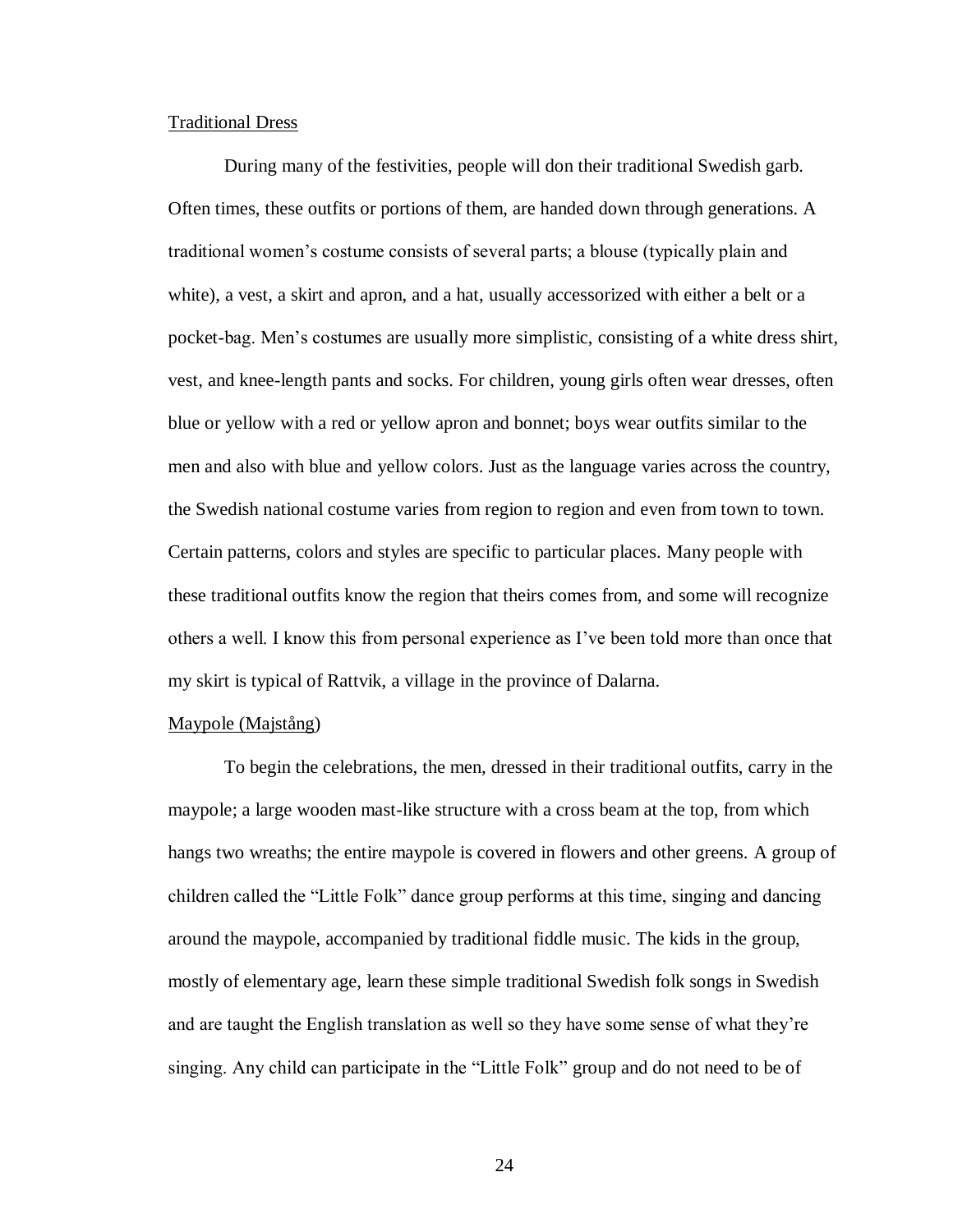## Traditional Dress

During many of the festivities, people will don their traditional Swedish garb. Often times, these outfits or portions of them, are handed down through generations. A traditional women's costume consists of several parts; a blouse (typically plain and white), a vest, a skirt and apron, and a hat, usually accessorized with either a belt or a pocket-bag. Men's costumes are usually more simplistic, consisting of a white dress shirt, vest, and knee-length pants and socks. For children, young girls often wear dresses, often blue or yellow with a red or yellow apron and bonnet; boys wear outfits similar to the men and also with blue and yellow colors. Just as the language varies across the country, the Swedish national costume varies from region to region and even from town to town. Certain patterns, colors and styles are specific to particular places. Many people with these traditional outfits know the region that theirs comes from, and some will recognize others a well. I know this from personal experience as I've been told more than once that my skirt is typical of Rattvik, a village in the province of Dalarna.

## Maypole (Majstång)

To begin the celebrations, the men, dressed in their traditional outfits, carry in the maypole; a large wooden mast-like structure with a cross beam at the top, from which hangs two wreaths; the entire maypole is covered in flowers and other greens. A group of children called the "Little Folk" dance group performs at this time, singing and dancing around the maypole, accompanied by traditional fiddle music. The kids in the group, mostly of elementary age, learn these simple traditional Swedish folk songs in Swedish and are taught the English translation as well so they have some sense of what they're singing. Any child can participate in the "Little Folk" group and do not need to be of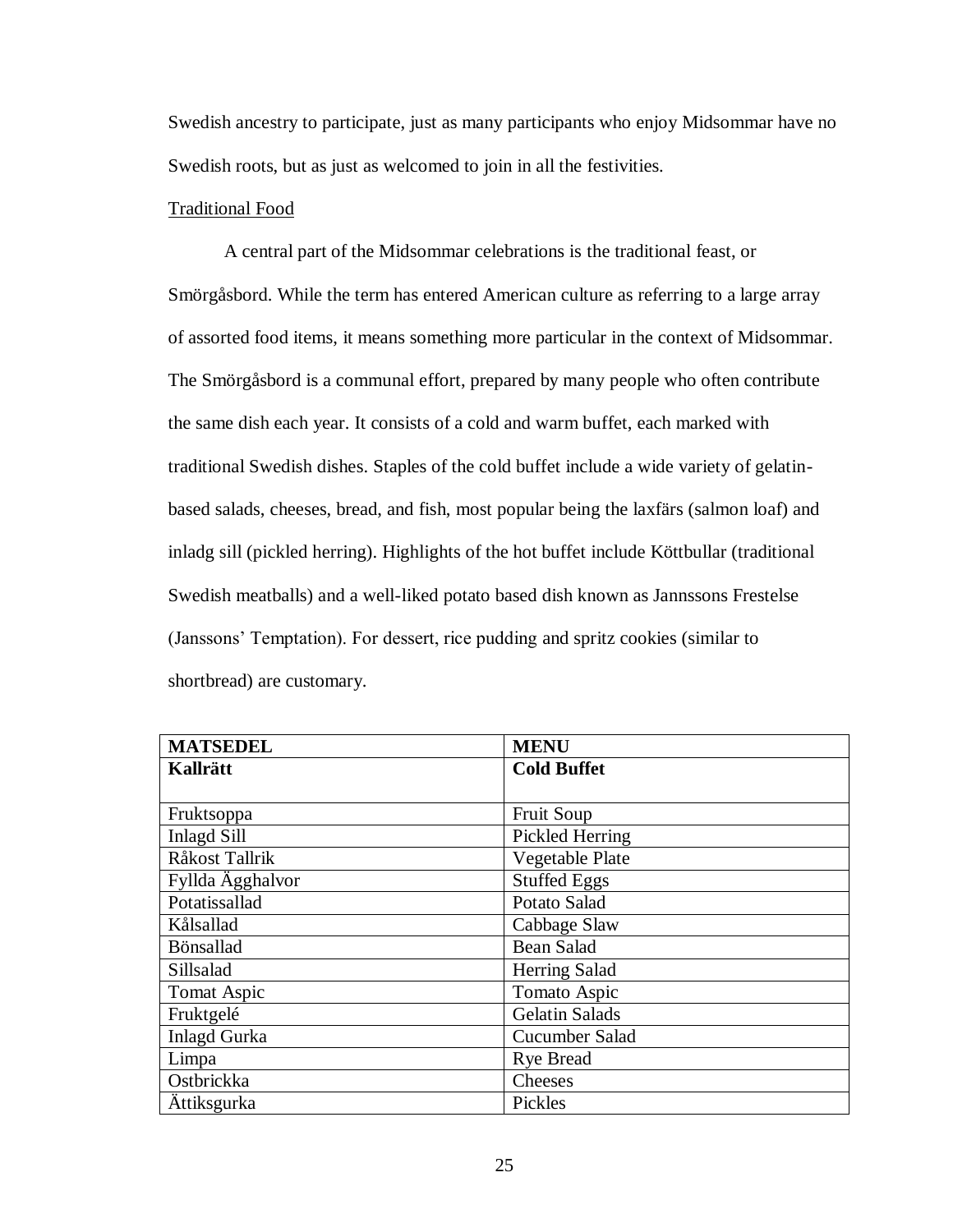Swedish ancestry to participate, just as many participants who enjoy Midsommar have no Swedish roots, but as just as welcomed to join in all the festivities.

<u>Traditional Food</u>

A central part of the Midsommar celebrations is the traditional feast, or Smörgåsbord. While the term has entered American culture as referring to a large array of assorted food items, it means something more particular in the context of Midsommar. The Smörgåsbord is a communal effort, prepared by many people who often contribute the same dish each year. It consists of a cold and warm buffet, each marked with traditional Swedish dishes. Staples of the cold buffet include a wide variety of gelatin-based salads, cheeses, bread, and fish, most popular being the laxfärs (salmon loaf) and inladg sill (pickled herring). Highlights of the hot buffet include Köttbullar (traditional Swedish meatballs) and a well-liked potato based dish known as Jannssons Frestelse (Janssons' Temptation). For dessert, rice pudding and spritz cookies (similar to shortbread) are customary.

| **MATSEDEL** | **MENU** |
|---|---|
| **Kallrätt** | **Cold Buffet** |
| Fruktsoppa | Fruit Soup |
| Inlagd Sill | Pickled Herring |
| Råkost Tallrik | Vegetable Plate |
| Fyllda Ägghalvor | Stuffed Eggs |
| Potatissallad | Potato Salad |
| Kålsallad | Cabbage Slaw |
| Bönsallad | Bean Salad |
| Sillsalad | Herring Salad |
| Tomat Aspic | Tomato Aspic |
| Fruktgelé | Gelatin Salads |
| Inlagd Gurka | Cucumber Salad |
| Limpa | Rye Bread |
| Ostbrickka | Cheeses |
| Ättiksgurka | Pickles |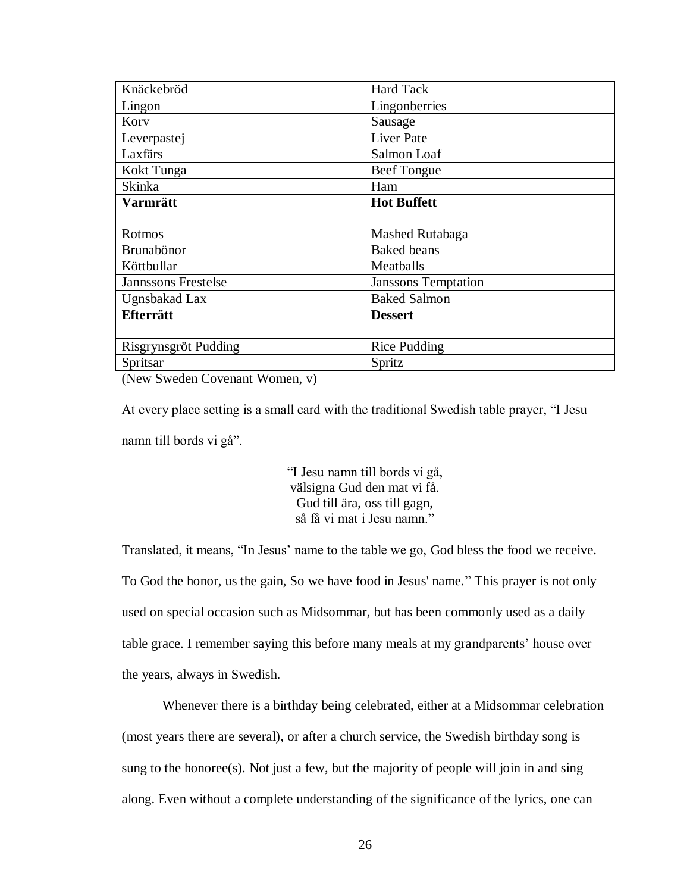| | |
|---|---|
| Knäckebröd | Hard Tack |
| Lingon | Lingonberries |
| Korv | Sausage |
| Leverpastej | Liver Pate |
| Laxfärs | Salmon Loaf |
| Kokt Tunga | Beef Tongue |
| Skinka | Ham |
| **Varmrätt** | **Hot Buffett** |
| Rotmos | Mashed Rutabaga |
| Brunabönor | Baked beans |
| Köttbullar | Meatballs |
| Jannssons Frestelse | Janssons Temptation |
| Ugnsbakad Lax | Baked Salmon |
| **Efterrätt** | **Dessert** |
| Risgrynsgröt Pudding | Rice Pudding |
| Spritsar | Spritz |

(New Sweden Covenant Women, v)

At every place setting is a small card with the traditional Swedish table prayer, "I Jesu namn till bords vi gå".

> "I Jesu namn till bords vi gå,
> välsigna Gud den mat vi få.
> Gud till ära, oss till gagn,
> så få vi mat i Jesu namn."

Translated, it means, "In Jesus' name to the table we go, God bless the food we receive. To God the honor, us the gain, So we have food in Jesus' name." This prayer is not only used on special occasion such as Midsommar, but has been commonly used as a daily table grace. I remember saying this before many meals at my grandparents' house over the years, always in Swedish.

Whenever there is a birthday being celebrated, either at a Midsommar celebration (most years there are several), or after a church service, the Swedish birthday song is sung to the honoree(s). Not just a few, but the majority of people will join in and sing along. Even without a complete understanding of the significance of the lyrics, one can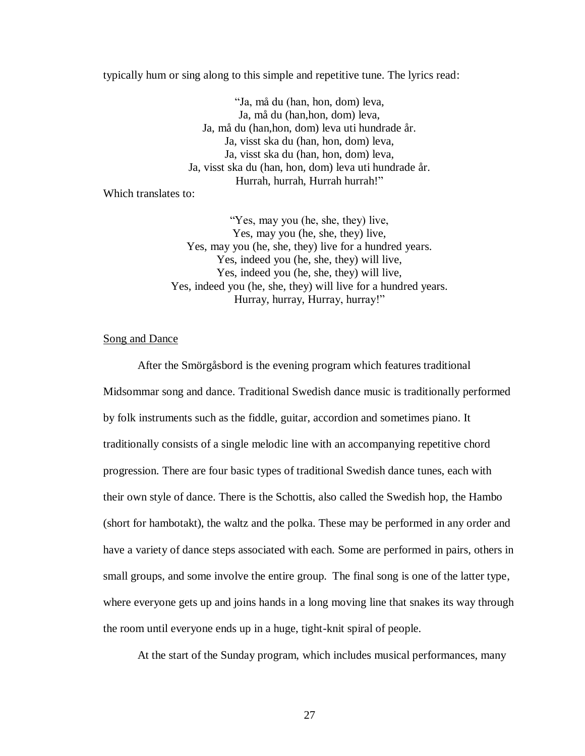typically hum or sing along to this simple and repetitive tune. The lyrics read:

> "Ja, må du (han, hon, dom) leva,
> Ja, må du (han,hon, dom) leva,
> Ja, må du (han,hon, dom) leva uti hundrade år.
> Ja, visst ska du (han, hon, dom) leva,
> Ja, visst ska du (han, hon, dom) leva,
> Ja, visst ska du (han, hon, dom) leva uti hundrade år.
> Hurrah, hurrah, Hurrah hurrah!"

Which translates to:

> "Yes, may you (he, she, they) live,
> Yes, may you (he, she, they) live,
> Yes, may you (he, she, they) live for a hundred years.
> Yes, indeed you (he, she, they) will live,
> Yes, indeed you (he, she, they) will live,
> Yes, indeed you (he, she, they) will live for a hundred years.
> Hurray, hurray, Hurray, hurray!"

<u>Song and Dance</u>

After the Smörgåsbord is the evening program which features traditional Midsommar song and dance. Traditional Swedish dance music is traditionally performed by folk instruments such as the fiddle, guitar, accordion and sometimes piano. It traditionally consists of a single melodic line with an accompanying repetitive chord progression. There are four basic types of traditional Swedish dance tunes, each with their own style of dance. There is the Schottis, also called the Swedish hop, the Hambo (short for hambotakt), the waltz and the polka. These may be performed in any order and have a variety of dance steps associated with each. Some are performed in pairs, others in small groups, and some involve the entire group. The final song is one of the latter type, where everyone gets up and joins hands in a long moving line that snakes its way through the room until everyone ends up in a huge, tight-knit spiral of people.

At the start of the Sunday program, which includes musical performances, many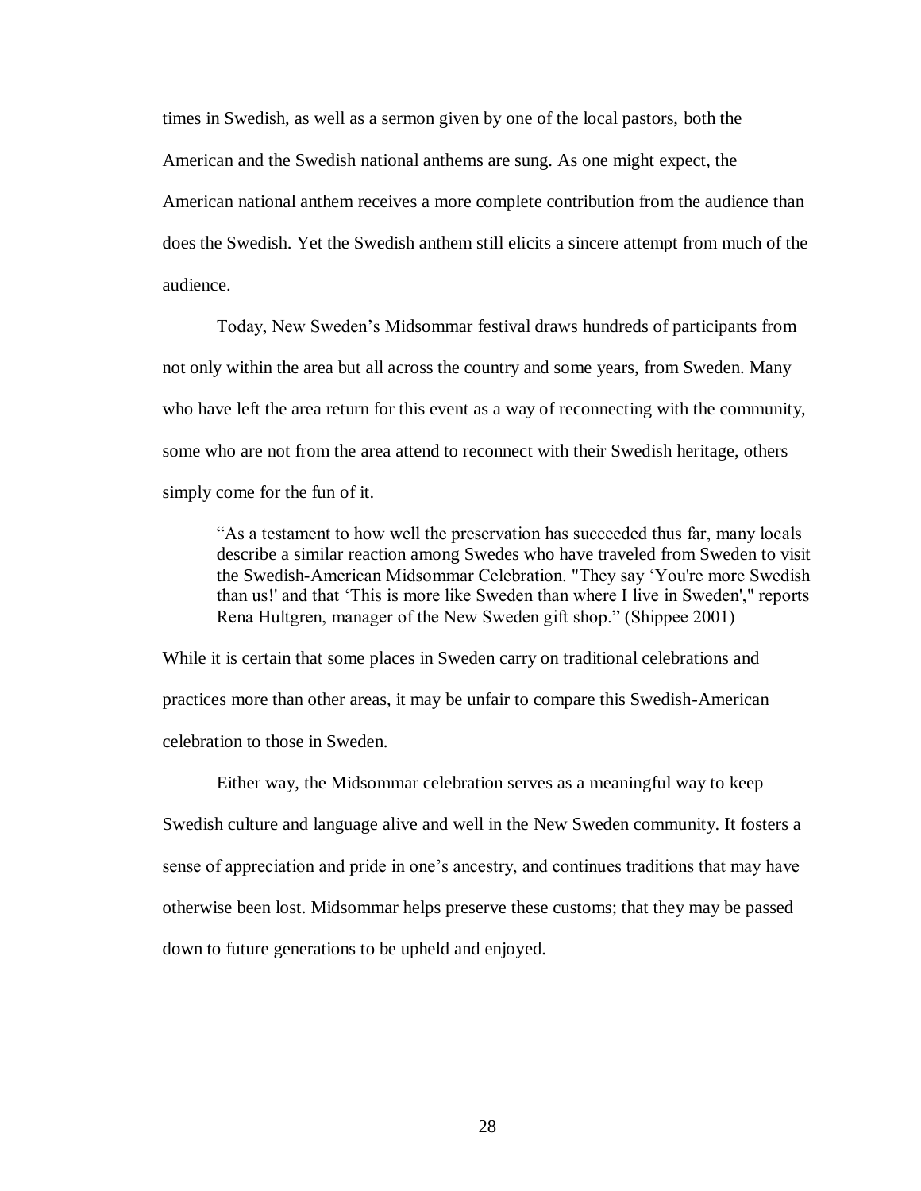times in Swedish, as well as a sermon given by one of the local pastors, both the American and the Swedish national anthems are sung. As one might expect, the American national anthem receives a more complete contribution from the audience than does the Swedish. Yet the Swedish anthem still elicits a sincere attempt from much of the audience.

Today, New Sweden's Midsommar festival draws hundreds of participants from not only within the area but all across the country and some years, from Sweden. Many who have left the area return for this event as a way of reconnecting with the community, some who are not from the area attend to reconnect with their Swedish heritage, others simply come for the fun of it.

> "As a testament to how well the preservation has succeeded thus far, many locals describe a similar reaction among Swedes who have traveled from Sweden to visit the Swedish-American Midsommar Celebration. "They say 'You're more Swedish than us!' and that 'This is more like Sweden than where I live in Sweden'," reports Rena Hultgren, manager of the New Sweden gift shop." (Shippee 2001)

While it is certain that some places in Sweden carry on traditional celebrations and practices more than other areas, it may be unfair to compare this Swedish-American celebration to those in Sweden.

Either way, the Midsommar celebration serves as a meaningful way to keep Swedish culture and language alive and well in the New Sweden community. It fosters a sense of appreciation and pride in one's ancestry, and continues traditions that may have otherwise been lost. Midsommar helps preserve these customs; that they may be passed down to future generations to be upheld and enjoyed.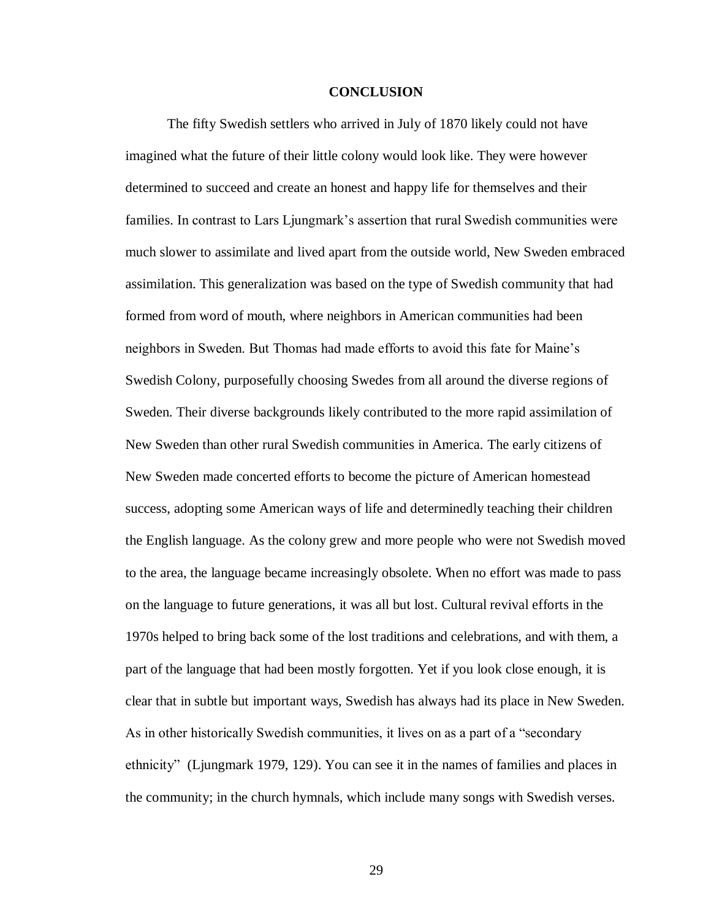## CONCLUSION

The fifty Swedish settlers who arrived in July of 1870 likely could not have imagined what the future of their little colony would look like. They were however determined to succeed and create an honest and happy life for themselves and their families. In contrast to Lars Ljungmark's assertion that rural Swedish communities were much slower to assimilate and lived apart from the outside world, New Sweden embraced assimilation. This generalization was based on the type of Swedish community that had formed from word of mouth, where neighbors in American communities had been neighbors in Sweden. But Thomas had made efforts to avoid this fate for Maine's Swedish Colony, purposefully choosing Swedes from all around the diverse regions of Sweden. Their diverse backgrounds likely contributed to the more rapid assimilation of New Sweden than other rural Swedish communities in America. The early citizens of New Sweden made concerted efforts to become the picture of American homestead success, adopting some American ways of life and determinedly teaching their children the English language. As the colony grew and more people who were not Swedish moved to the area, the language became increasingly obsolete. When no effort was made to pass on the language to future generations, it was all but lost. Cultural revival efforts in the 1970s helped to bring back some of the lost traditions and celebrations, and with them, a part of the language that had been mostly forgotten. Yet if you look close enough, it is clear that in subtle but important ways, Swedish has always had its place in New Sweden. As in other historically Swedish communities, it lives on as a part of a "secondary ethnicity" (Ljungmark 1979, 129). You can see it in the names of families and places in the community; in the church hymnals, which include many songs with Swedish verses.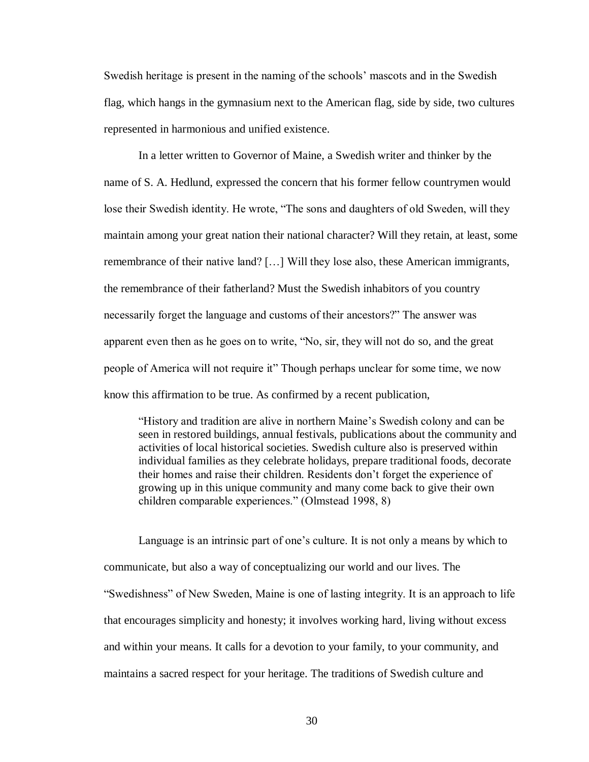Swedish heritage is present in the naming of the schools' mascots and in the Swedish flag, which hangs in the gymnasium next to the American flag, side by side, two cultures represented in harmonious and unified existence.

In a letter written to Governor of Maine, a Swedish writer and thinker by the name of S. A. Hedlund, expressed the concern that his former fellow countrymen would lose their Swedish identity. He wrote, "The sons and daughters of old Sweden, will they maintain among your great nation their national character? Will they retain, at least, some remembrance of their native land? […] Will they lose also, these American immigrants, the remembrance of their fatherland? Must the Swedish inhabitors of you country necessarily forget the language and customs of their ancestors?" The answer was apparent even then as he goes on to write, "No, sir, they will not do so, and the great people of America will not require it" Though perhaps unclear for some time, we now know this affirmation to be true. As confirmed by a recent publication,

> "History and tradition are alive in northern Maine's Swedish colony and can be seen in restored buildings, annual festivals, publications about the community and activities of local historical societies. Swedish culture also is preserved within individual families as they celebrate holidays, prepare traditional foods, decorate their homes and raise their children. Residents don't forget the experience of growing up in this unique community and many come back to give their own children comparable experiences." (Olmstead 1998, 8)

Language is an intrinsic part of one's culture. It is not only a means by which to communicate, but also a way of conceptualizing our world and our lives. The "Swedishness" of New Sweden, Maine is one of lasting integrity. It is an approach to life that encourages simplicity and honesty; it involves working hard, living without excess and within your means. It calls for a devotion to your family, to your community, and maintains a sacred respect for your heritage. The traditions of Swedish culture and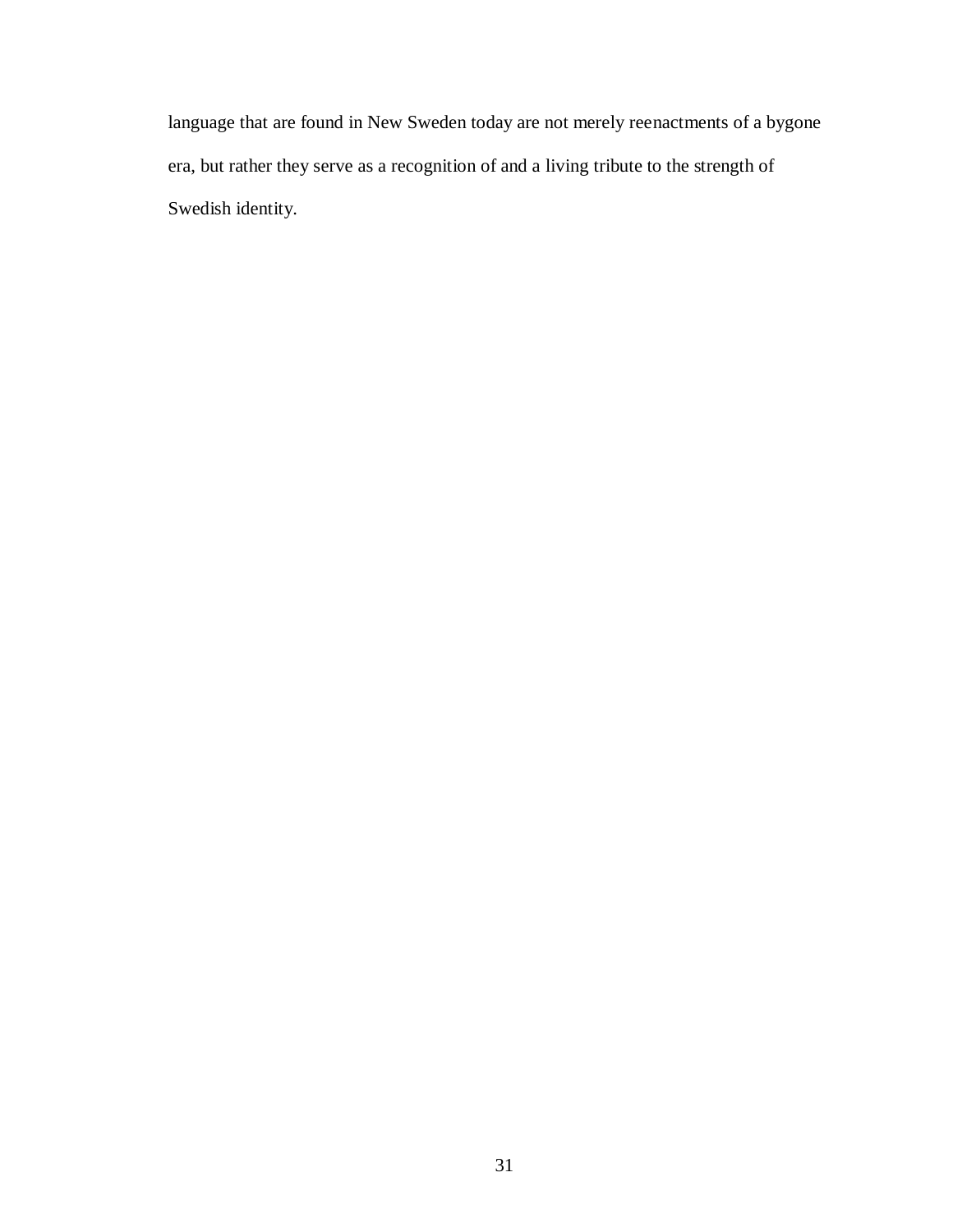language that are found in New Sweden today are not merely reenactments of a bygone era, but rather they serve as a recognition of and a living tribute to the strength of Swedish identity.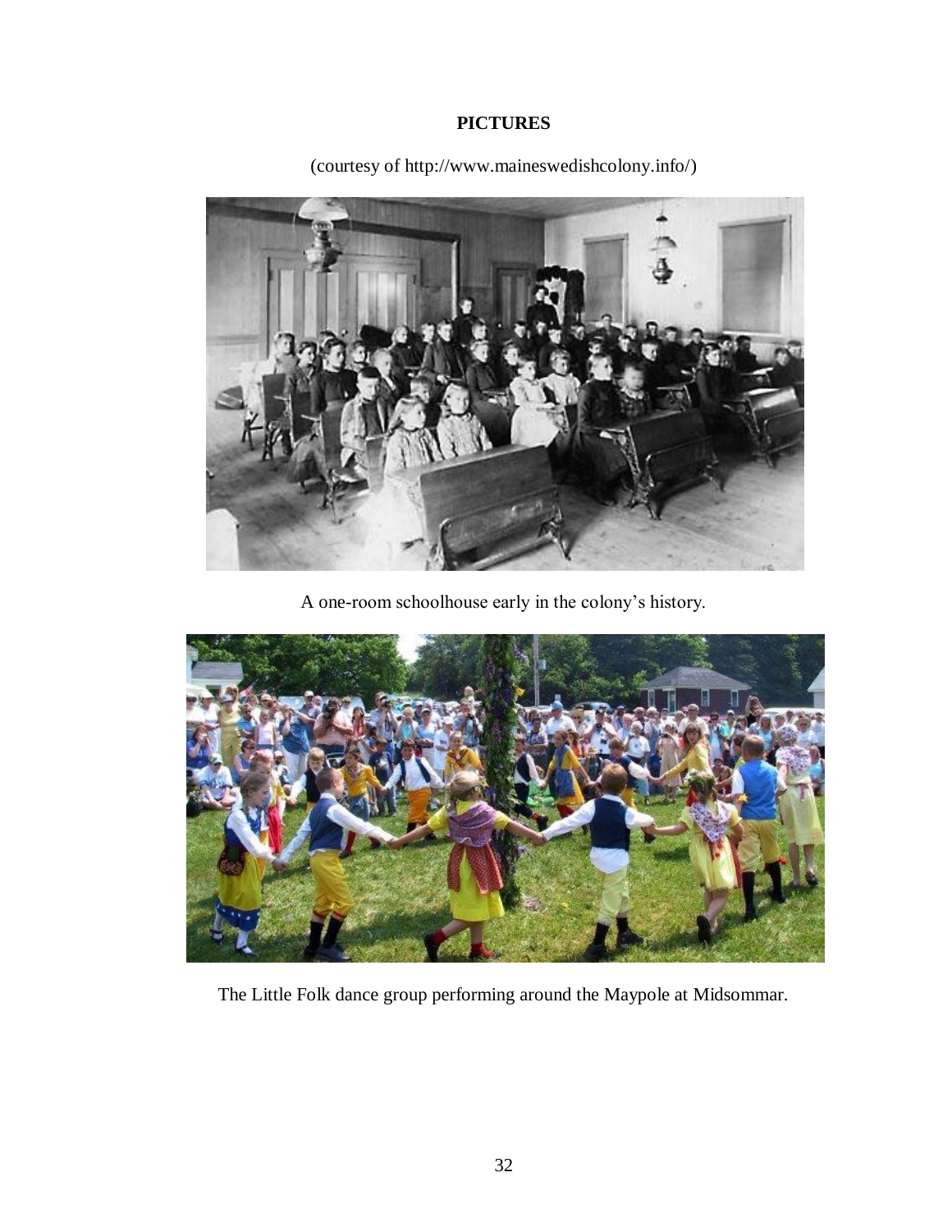**PICTURES**

(courtesy of http://www.maineswedishcolony.info/)

A one-room schoolhouse early in the colony's history.

The Little Folk dance group performing around the Maypole at Midsommar.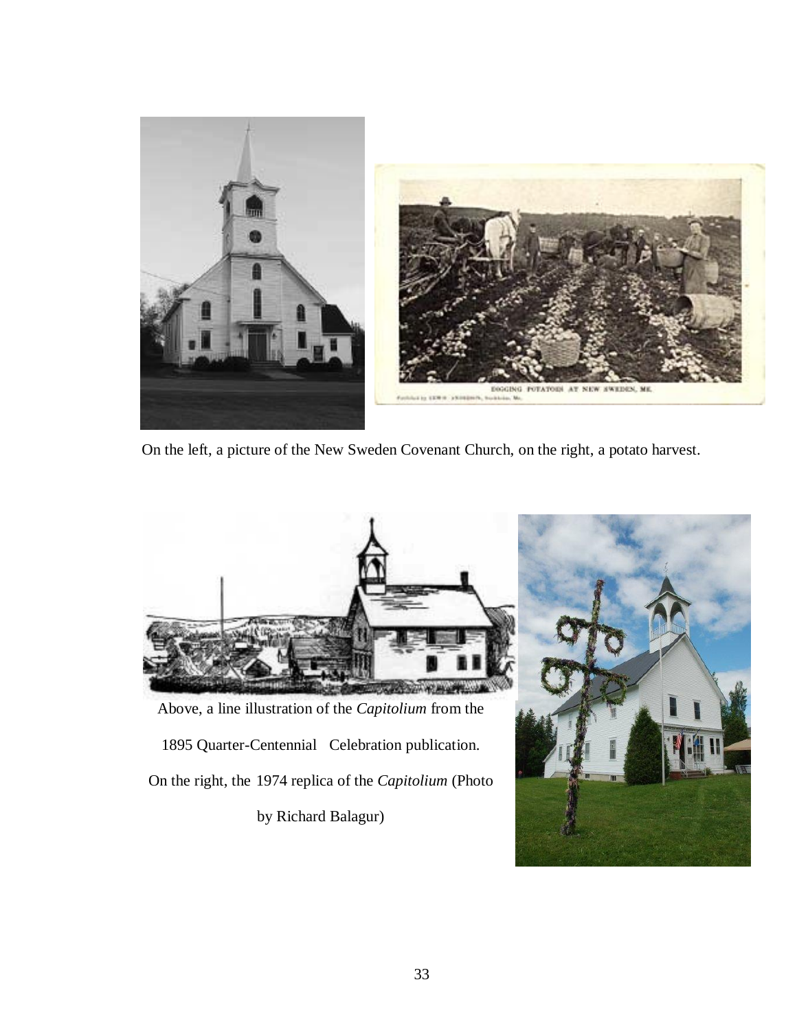On the left, a picture of the New Sweden Covenant Church, on the right, a potato harvest.

Above, a line illustration of the *Capitolium* from the 1895 Quarter-Centennial Celebration publication. On the right, the 1974 replica of the *Capitolium* (Photo by Richard Balagur)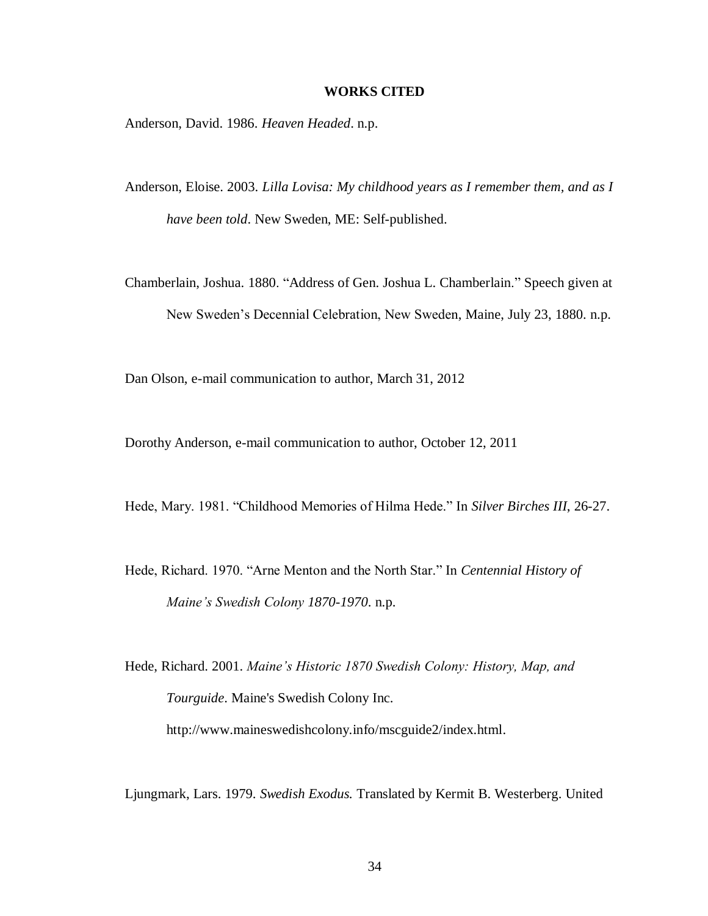## WORKS CITED

Anderson, David. 1986. *Heaven Headed*. n.p.

Anderson, Eloise. 2003. *Lilla Lovisa: My childhood years as I remember them, and as I have been told*. New Sweden, ME: Self-published.

Chamberlain, Joshua. 1880. "Address of Gen. Joshua L. Chamberlain." Speech given at New Sweden's Decennial Celebration, New Sweden, Maine, July 23, 1880. n.p.

Dan Olson, e-mail communication to author, March 31, 2012

Dorothy Anderson, e-mail communication to author, October 12, 2011

Hede, Mary. 1981. "Childhood Memories of Hilma Hede." In *Silver Birches III*, 26-27.

Hede, Richard. 1970. "Arne Menton and the North Star." In *Centennial History of Maine's Swedish Colony 1870-1970*. n.p.

Hede, Richard. 2001. *Maine's Historic 1870 Swedish Colony: History, Map, and Tourguide*. Maine's Swedish Colony Inc. http://www.maineswedishcolony.info/mscguide2/index.html.

Ljungmark, Lars. 1979. *Swedish Exodus.* Translated by Kermit B. Westerberg. United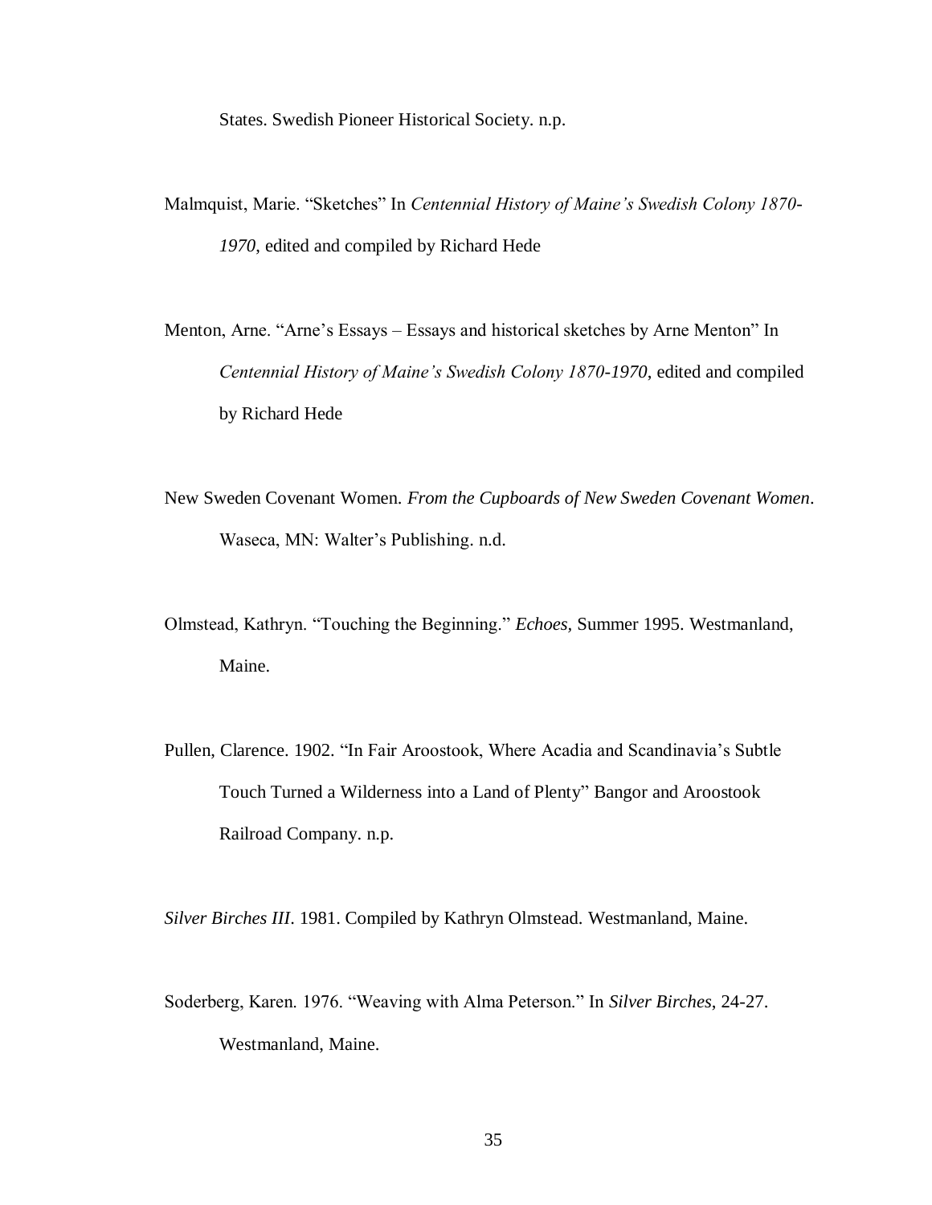States. Swedish Pioneer Historical Society. n.p.

Malmquist, Marie. “Sketches” In *Centennial History of Maine’s Swedish Colony 1870-1970*, edited and compiled by Richard Hede

Menton, Arne. “Arne’s Essays – Essays and historical sketches by Arne Menton” In *Centennial History of Maine’s Swedish Colony 1870-1970*, edited and compiled by Richard Hede

New Sweden Covenant Women. *From the Cupboards of New Sweden Covenant Women*. Waseca, MN: Walter’s Publishing. n.d.

Olmstead, Kathryn. “Touching the Beginning.” *Echoes,* Summer 1995. Westmanland, Maine.

Pullen, Clarence. 1902. “In Fair Aroostook, Where Acadia and Scandinavia’s Subtle Touch Turned a Wilderness into a Land of Plenty” Bangor and Aroostook Railroad Company. n.p.

*Silver Birches III*. 1981. Compiled by Kathryn Olmstead. Westmanland, Maine.

Soderberg, Karen. 1976. “Weaving with Alma Peterson.” In *Silver Birches*, 24-27. Westmanland, Maine.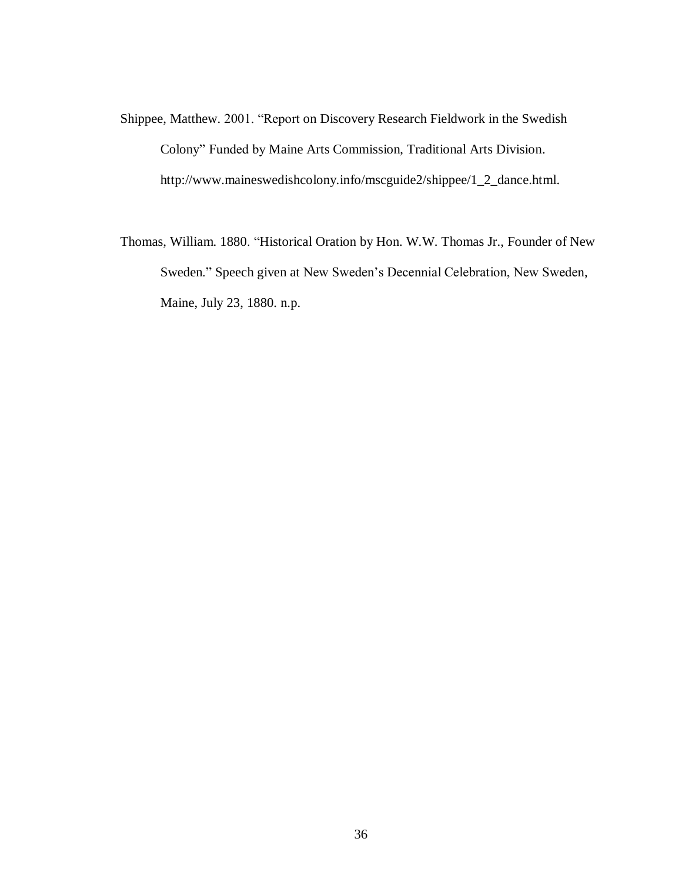Shippee, Matthew. 2001. “Report on Discovery Research Fieldwork in the Swedish Colony” Funded by Maine Arts Commission, Traditional Arts Division. http://www.maineswedishcolony.info/mscguide2/shippee/1_2_dance.html.

Thomas, William. 1880. “Historical Oration by Hon. W.W. Thomas Jr., Founder of New Sweden.” Speech given at New Sweden’s Decennial Celebration, New Sweden, Maine, July 23, 1880. n.p.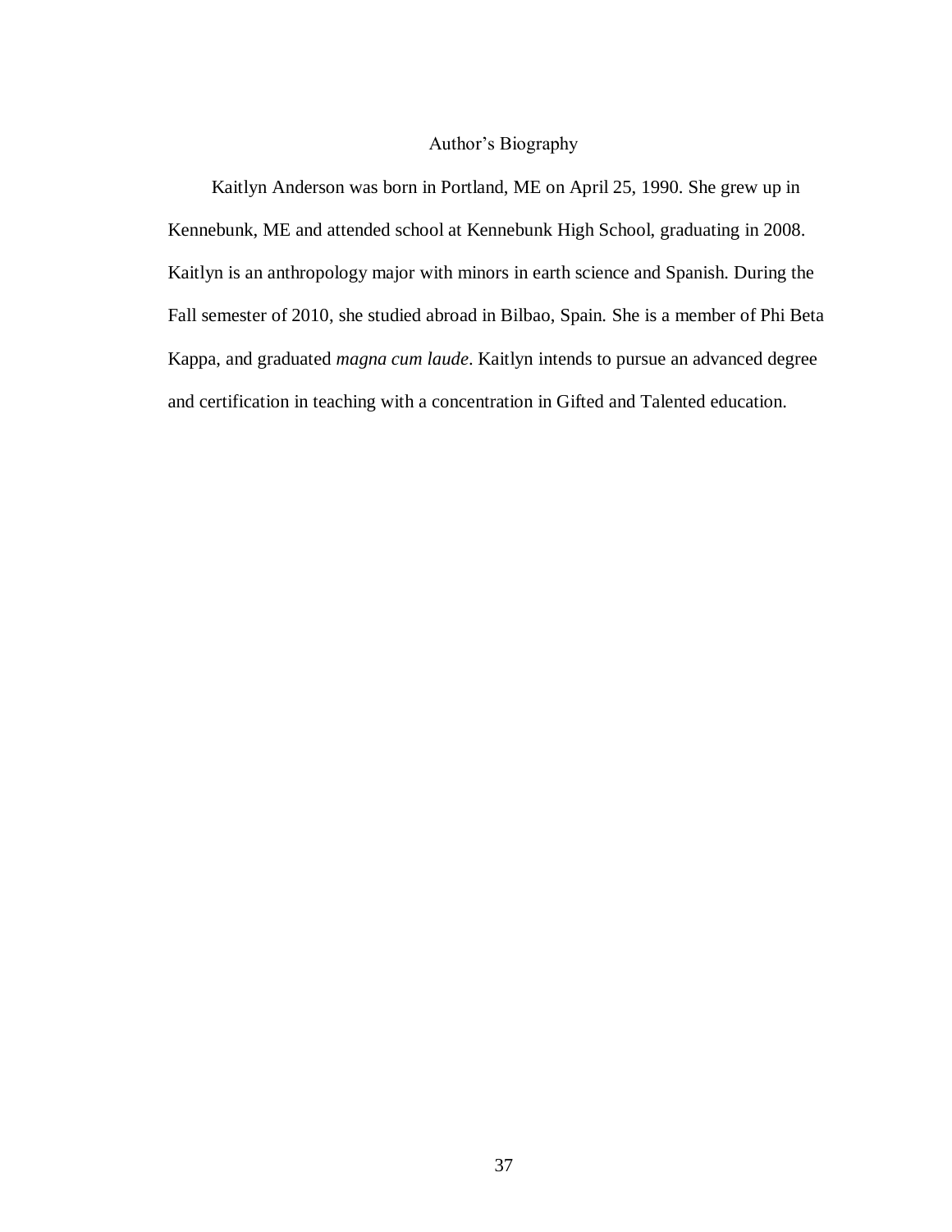# Author's Biography

Kaitlyn Anderson was born in Portland, ME on April 25, 1990. She grew up in Kennebunk, ME and attended school at Kennebunk High School, graduating in 2008. Kaitlyn is an anthropology major with minors in earth science and Spanish. During the Fall semester of 2010, she studied abroad in Bilbao, Spain. She is a member of Phi Beta Kappa, and graduated *magna cum laude*. Kaitlyn intends to pursue an advanced degree and certification in teaching with a concentration in Gifted and Talented education.